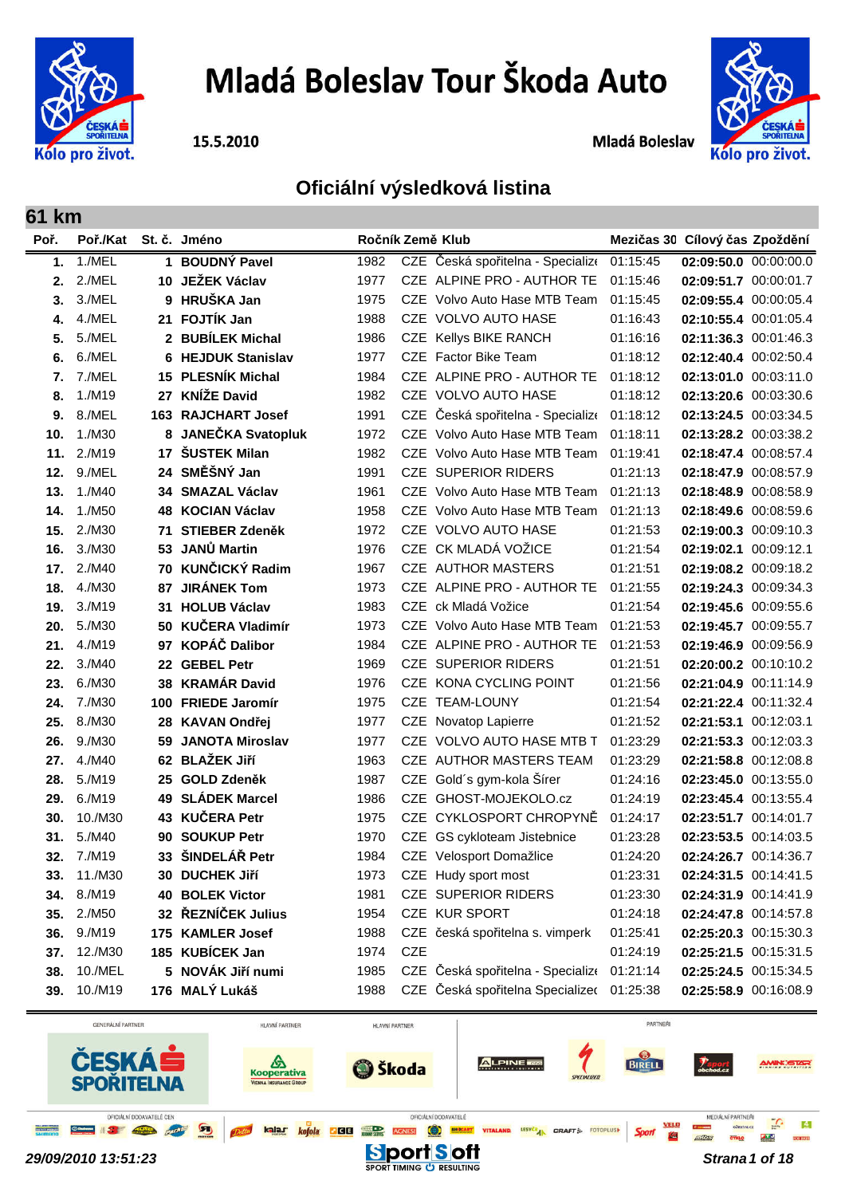# Mladá Boleslav Tour Škoda Auto

15.5.2010

Mladá Boleslav

## Oficiální výsledková listina

### 61 km

| Poř. | Poř./Kat | St. č. | Jméno | Ročník | Země | Klub | Mezičas 30 | Cílový čas | Zpoždění |
|---|---|---|---|---|---|---|---|---|---|
| 1. | 1./MEL | 1 | **BOUDNÝ Pavel** | 1982 | CZE | Česká spořitelna - Specialize | 01:15:45 | **02:09:50.0** | 00:00:00.0 |
| 2. | 2./MEL | 10 | **JEŽEK Václav** | 1977 | CZE | ALPINE PRO - AUTHOR TE | 01:15:46 | **02:09:51.7** | 00:00:01.7 |
| 3. | 3./MEL | 9 | **HRUŠKA Jan** | 1975 | CZE | Volvo Auto Hase MTB Team | 01:15:45 | **02:09:55.4** | 00:00:05.4 |
| 4. | 4./MEL | 21 | **FOJTÍK Jan** | 1988 | CZE | VOLVO AUTO HASE | 01:16:43 | **02:10:55.4** | 00:01:05.4 |
| 5. | 5./MEL | 2 | **BUBÍLEK Michal** | 1986 | CZE | Kellys BIKE RANCH | 01:16:16 | **02:11:36.3** | 00:01:46.3 |
| 6. | 6./MEL | 6 | **HEJDUK Stanislav** | 1977 | CZE | Factor Bike Team | 01:18:12 | **02:12:40.4** | 00:02:50.4 |
| 7. | 7./MEL | 15 | **PLESNÍK Michal** | 1984 | CZE | ALPINE PRO - AUTHOR TE | 01:18:12 | **02:13:01.0** | 00:03:11.0 |
| 8. | 1./M19 | 27 | **KNÍŽE David** | 1982 | CZE | VOLVO AUTO HASE | 01:18:12 | **02:13:20.6** | 00:03:30.6 |
| 9. | 8./MEL | 163 | **RAJCHART Josef** | 1991 | CZE | Česká spořitelna - Specialize | 01:18:12 | **02:13:24.5** | 00:03:34.5 |
| 10. | 1./M30 | 8 | **JANEČKA Svatopluk** | 1972 | CZE | Volvo Auto Hase MTB Team | 01:18:11 | **02:13:28.2** | 00:03:38.2 |
| 11. | 2./M19 | 17 | **ŠUSTEK Milan** | 1982 | CZE | Volvo Auto Hase MTB Team | 01:19:41 | **02:18:47.4** | 00:08:57.4 |
| 12. | 9./MEL | 24 | **SMĚŠNÝ Jan** | 1991 | CZE | SUPERIOR RIDERS | 01:21:13 | **02:18:47.9** | 00:08:57.9 |
| 13. | 1./M40 | 34 | **SMAZAL Václav** | 1961 | CZE | Volvo Auto Hase MTB Team | 01:21:13 | **02:18:48.9** | 00:08:58.9 |
| 14. | 1./M50 | 48 | **KOCIAN Václav** | 1958 | CZE | Volvo Auto Hase MTB Team | 01:21:13 | **02:18:49.6** | 00:08:59.6 |
| 15. | 2./M30 | 71 | **STIEBER Zdeněk** | 1972 | CZE | VOLVO AUTO HASE | 01:21:53 | **02:19:00.3** | 00:09:10.3 |
| 16. | 3./M30 | 53 | **JANŮ Martin** | 1976 | CZE | CK MLADÁ VOŽICE | 01:21:54 | **02:19:02.1** | 00:09:12.1 |
| 17. | 2./M40 | 70 | **KUNČICKÝ Radim** | 1967 | CZE | AUTHOR MASTERS | 01:21:51 | **02:19:08.2** | 00:09:18.2 |
| 18. | 4./M30 | 87 | **JIRÁNEK Tom** | 1973 | CZE | ALPINE PRO - AUTHOR TE | 01:21:55 | **02:19:24.3** | 00:09:34.3 |
| 19. | 3./M19 | 31 | **HOLUB Václav** | 1983 | CZE | ck Mladá Vožice | 01:21:54 | **02:19:45.6** | 00:09:55.6 |
| 20. | 5./M30 | 50 | **KUČERA Vladimír** | 1973 | CZE | Volvo Auto Hase MTB Team | 01:21:53 | **02:19:45.7** | 00:09:55.7 |
| 21. | 4./M19 | 97 | **KOPÁČ Dalibor** | 1984 | CZE | ALPINE PRO - AUTHOR TE | 01:21:53 | **02:19:46.9** | 00:09:56.9 |
| 22. | 3./M40 | 22 | **GEBEL Petr** | 1969 | CZE | SUPERIOR RIDERS | 01:21:51 | **02:20:00.2** | 00:10:10.2 |
| 23. | 6./M30 | 38 | **KRAMÁR David** | 1976 | CZE | KONA CYCLING POINT | 01:21:56 | **02:21:04.9** | 00:11:14.9 |
| 24. | 7./M30 | 100 | **FRIEDE Jaromír** | 1975 | CZE | TEAM-LOUNY | 01:21:54 | **02:21:22.4** | 00:11:32.4 |
| 25. | 8./M30 | 28 | **KAVAN Ondřej** | 1977 | CZE | Novatop Lapierre | 01:21:52 | **02:21:53.1** | 00:12:03.1 |
| 26. | 9./M30 | 59 | **JANOTA Miroslav** | 1977 | CZE | VOLVO AUTO HASE MTB T | 01:23:29 | **02:21:53.3** | 00:12:03.3 |
| 27. | 4./M40 | 62 | **BLAŽEK Jiří** | 1963 | CZE | AUTHOR MASTERS TEAM | 01:23:29 | **02:21:58.8** | 00:12:08.8 |
| 28. | 5./M19 | 25 | **GOLD Zdeněk** | 1987 | CZE | Gold´s gym-kola Šírer | 01:24:16 | **02:23:45.0** | 00:13:55.0 |
| 29. | 6./M19 | 49 | **SLÁDEK Marcel** | 1986 | CZE | GHOST-MOJEKOLO.cz | 01:24:19 | **02:23:45.4** | 00:13:55.4 |
| 30. | 10./M30 | 43 | **KUČERA Petr** | 1975 | CZE | CYKLOSPORT CHROPYNĚ | 01:24:17 | **02:23:51.7** | 00:14:01.7 |
| 31. | 5./M40 | 90 | **SOUKUP Petr** | 1970 | CZE | GS cykloteam Jistebnice | 01:23:28 | **02:23:53.5** | 00:14:03.5 |
| 32. | 7./M19 | 33 | **ŠINDELÁŘ Petr** | 1984 | CZE | Velosport Domažlice | 01:24:20 | **02:24:26.7** | 00:14:36.7 |
| 33. | 11./M30 | 30 | **DUCHEK Jiří** | 1973 | CZE | Hudy sport most | 01:23:31 | **02:24:31.5** | 00:14:41.5 |
| 34. | 8./M19 | 40 | **BOLEK Victor** | 1981 | CZE | SUPERIOR RIDERS | 01:23:30 | **02:24:31.9** | 00:14:41.9 |
| 35. | 2./M50 | 32 | **ŘEZNÍČEK Julius** | 1954 | CZE | KUR SPORT | 01:24:18 | **02:24:47.8** | 00:14:57.8 |
| 36. | 9./M19 | 175 | **KAMLER Josef** | 1988 | CZE | česká spořitelna s. vimperk | 01:25:41 | **02:25:20.3** | 00:15:30.3 |
| 37. | 12./M30 | 185 | **KUBÍCEK Jan** | 1974 | CZE | | 01:24:19 | **02:25:21.5** | 00:15:31.5 |
| 38. | 10./MEL | 5 | **NOVÁK Jiří numi** | 1985 | CZE | Česká spořitelna - Specialize | 01:21:14 | **02:25:24.5** | 00:15:34.5 |
| 39. | 10./M19 | 176 | **MALÝ Lukáš** | 1988 | CZE | Česká spořitelna Specializec | 01:25:38 | **02:25:58.9** | 00:16:08.9 |

*29/09/2010 13:51:23*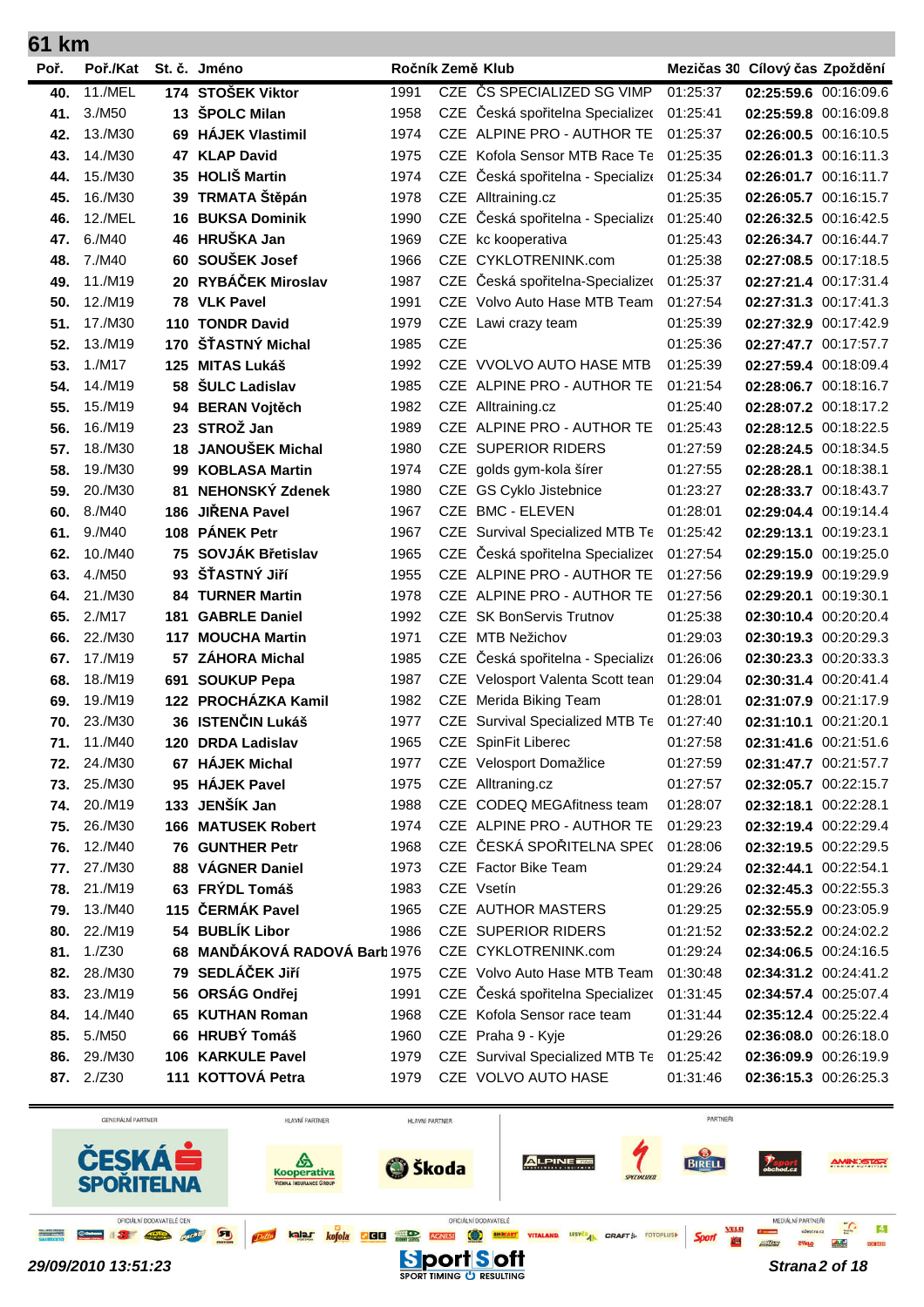## 61 km

| Poř. | Poř./Kat | St. č. | Jméno | Ročník | Země | Klub | Mezičas 30 | Cílový čas | Zpoždění |
|---|---|---|---|---|---|---|---|---|---|
| 40. | 11./MEL | 174 | STOŠEK Viktor | 1991 | CZE | ČS SPECIALIZED SG VIMP | 01:25:37 | **02:25:59.6** | 00:16:09.6 |
| 41. | 3./M50 | 13 | ŠPOLC Milan | 1958 | CZE | Česká spořitelna Specialized | 01:25:41 | **02:25:59.8** | 00:16:09.8 |
| 42. | 13./M30 | 69 | HÁJEK Vlastimil | 1974 | CZE | ALPINE PRO - AUTHOR TE | 01:25:37 | **02:26:00.5** | 00:16:10.5 |
| 43. | 14./M30 | 47 | KLAP David | 1975 | CZE | Kofola Sensor MTB Race Te | 01:25:35 | **02:26:01.3** | 00:16:11.3 |
| 44. | 15./M30 | 35 | HOLIŠ Martin | 1974 | CZE | Česká spořitelna - Specialize | 01:25:34 | **02:26:01.7** | 00:16:11.7 |
| 45. | 16./M30 | 39 | TRMATA Štěpán | 1978 | CZE | Alltraining.cz | 01:25:35 | **02:26:05.7** | 00:16:15.7 |
| 46. | 12./MEL | 16 | BUKSA Dominik | 1990 | CZE | Česká spořitelna - Specialize | 01:25:40 | **02:26:32.5** | 00:16:42.5 |
| 47. | 6./M40 | 46 | HRUŠKA Jan | 1969 | CZE | kc kooperativa | 01:25:43 | **02:26:34.7** | 00:16:44.7 |
| 48. | 7./M40 | 60 | SOUŠEK Josef | 1966 | CZE | CYKLOTRENINK.com | 01:25:38 | **02:27:08.5** | 00:17:18.5 |
| 49. | 11./M19 | 20 | RYBÁČEK Miroslav | 1987 | CZE | Česká spořitelna-Specialized | 01:25:37 | **02:27:21.4** | 00:17:31.4 |
| 50. | 12./M19 | 78 | VLK Pavel | 1991 | CZE | Volvo Auto Hase MTB Team | 01:27:54 | **02:27:31.3** | 00:17:41.3 |
| 51. | 17./M30 | 110 | TONDR David | 1979 | CZE | Lawi crazy team | 01:25:39 | **02:27:32.9** | 00:17:42.9 |
| 52. | 13./M19 | 170 | ŠŤASTNÝ Michal | 1985 | CZE | | 01:25:36 | **02:27:47.7** | 00:17:57.7 |
| 53. | 1./M17 | 125 | MITAS Lukáš | 1992 | CZE | VVOLVO AUTO HASE MTB | 01:25:39 | **02:27:59.4** | 00:18:09.4 |
| 54. | 14./M19 | 58 | ŠULC Ladislav | 1985 | CZE | ALPINE PRO - AUTHOR TE | 01:21:54 | **02:28:06.7** | 00:18:16.7 |
| 55. | 15./M19 | 94 | BERAN Vojtěch | 1982 | CZE | Alltraining.cz | 01:25:40 | **02:28:07.2** | 00:18:17.2 |
| 56. | 16./M19 | 23 | STROŽ Jan | 1989 | CZE | ALPINE PRO - AUTHOR TE | 01:25:43 | **02:28:12.5** | 00:18:22.5 |
| 57. | 18./M30 | 18 | JANOUŠEK Michal | 1980 | CZE | SUPERIOR RIDERS | 01:27:59 | **02:28:24.5** | 00:18:34.5 |
| 58. | 19./M30 | 99 | KOBLASA Martin | 1974 | CZE | golds gym-kola šírer | 01:27:55 | **02:28:28.1** | 00:18:38.1 |
| 59. | 20./M30 | 81 | NEHONSKÝ Zdenek | 1980 | CZE | GS Cyklo Jistebnice | 01:23:27 | **02:28:33.7** | 00:18:43.7 |
| 60. | 8./M40 | 186 | JIŘENA Pavel | 1967 | CZE | BMC - ELEVEN | 01:28:01 | **02:29:04.4** | 00:19:14.4 |
| 61. | 9./M40 | 108 | PÁNEK Petr | 1967 | CZE | Survival Specialized MTB Te | 01:25:42 | **02:29:13.1** | 00:19:23.1 |
| 62. | 10./M40 | 75 | SOVJÁK Břetislav | 1965 | CZE | Česká spořitelna Specialized | 01:27:54 | **02:29:15.0** | 00:19:25.0 |
| 63. | 4./M50 | 93 | ŠŤASTNÝ Jiří | 1955 | CZE | ALPINE PRO - AUTHOR TE | 01:27:56 | **02:29:19.9** | 00:19:29.9 |
| 64. | 21./M30 | 84 | TURNER Martin | 1978 | CZE | ALPINE PRO - AUTHOR TE | 01:27:56 | **02:29:20.1** | 00:19:30.1 |
| 65. | 2./M17 | 181 | GABRLE Daniel | 1992 | CZE | SK BonServis Trutnov | 01:25:38 | **02:30:10.4** | 00:20:20.4 |
| 66. | 22./M30 | 117 | MOUCHA Martin | 1971 | CZE | MTB Nežichov | 01:29:03 | **02:30:19.3** | 00:20:29.3 |
| 67. | 17./M19 | 57 | ZÁHORA Michal | 1985 | CZE | Česká spořitelna - Specialize | 01:26:06 | **02:30:23.3** | 00:20:33.3 |
| 68. | 18./M19 | 691 | SOUKUP Pepa | 1987 | CZE | Velosport Valenta Scott tean | 01:29:04 | **02:30:31.4** | 00:20:41.4 |
| 69. | 19./M19 | 122 | PROCHÁZKA Kamil | 1982 | CZE | Merida Biking Team | 01:28:01 | **02:31:07.9** | 00:21:17.9 |
| 70. | 23./M30 | 36 | ISTENČIN Lukáš | 1977 | CZE | Survival Specialized MTB Te | 01:27:40 | **02:31:10.1** | 00:21:20.1 |
| 71. | 11./M40 | 120 | DRDA Ladislav | 1965 | CZE | SpinFit Liberec | 01:27:58 | **02:31:41.6** | 00:21:51.6 |
| 72. | 24./M30 | 67 | HÁJEK Michal | 1977 | CZE | Velosport Domažlice | 01:27:59 | **02:31:47.7** | 00:21:57.7 |
| 73. | 25./M30 | 95 | HÁJEK Pavel | 1975 | CZE | Alltraning.cz | 01:27:57 | **02:32:05.7** | 00:22:15.7 |
| 74. | 20./M19 | 133 | JENŠÍK Jan | 1988 | CZE | CODEQ MEGAfitness team | 01:28:07 | **02:32:18.1** | 00:22:28.1 |
| 75. | 26./M30 | 166 | MATUSEK Robert | 1974 | CZE | ALPINE PRO - AUTHOR TE | 01:29:23 | **02:32:19.4** | 00:22:29.4 |
| 76. | 12./M40 | 76 | GUNTHER Petr | 1968 | CZE | ČESKÁ SPOŘITELNA SPEC | 01:28:06 | **02:32:19.5** | 00:22:29.5 |
| 77. | 27./M30 | 88 | VÁGNER Daniel | 1973 | CZE | Factor Bike Team | 01:29:24 | **02:32:44.1** | 00:22:54.1 |
| 78. | 21./M19 | 63 | FRÝDL Tomáš | 1983 | CZE | Vsetín | 01:29:26 | **02:32:45.3** | 00:22:55.3 |
| 79. | 13./M40 | 115 | ČERMÁK Pavel | 1965 | CZE | AUTHOR MASTERS | 01:29:25 | **02:32:55.9** | 00:23:05.9 |
| 80. | 22./M19 | 54 | BUBLÍK Libor | 1986 | CZE | SUPERIOR RIDERS | 01:21:52 | **02:33:52.2** | 00:24:02.2 |
| 81. | 1./Z30 | 68 | MANĎÁKOVÁ RADOVÁ Barb | 1976 | CZE | CYKLOTRENINK.com | 01:29:24 | **02:34:06.5** | 00:24:16.5 |
| 82. | 28./M30 | 79 | SEDLÁČEK Jiří | 1975 | CZE | Volvo Auto Hase MTB Team | 01:30:48 | **02:34:31.2** | 00:24:41.2 |
| 83. | 23./M19 | 56 | ORSÁG Ondřej | 1991 | CZE | Česká spořitelna Specialized | 01:31:45 | **02:34:57.4** | 00:25:07.4 |
| 84. | 14./M40 | 65 | KUTHAN Roman | 1968 | CZE | Kofola Sensor race team | 01:31:44 | **02:35:12.4** | 00:25:22.4 |
| 85. | 5./M50 | 66 | HRUBÝ Tomáš | 1960 | CZE | Praha 9 - Kyje | 01:29:26 | **02:36:08.0** | 00:26:18.0 |
| 86. | 29./M30 | 106 | KARKULE Pavel | 1979 | CZE | Survival Specialized MTB Te | 01:25:42 | **02:36:09.9** | 00:26:19.9 |
| 87. | 2./Z30 | 111 | KOTTOVÁ Petra | 1979 | CZE | VOLVO AUTO HASE | 01:31:46 | **02:36:15.3** | 00:26:25.3 |

*29/09/2010 13:51:23*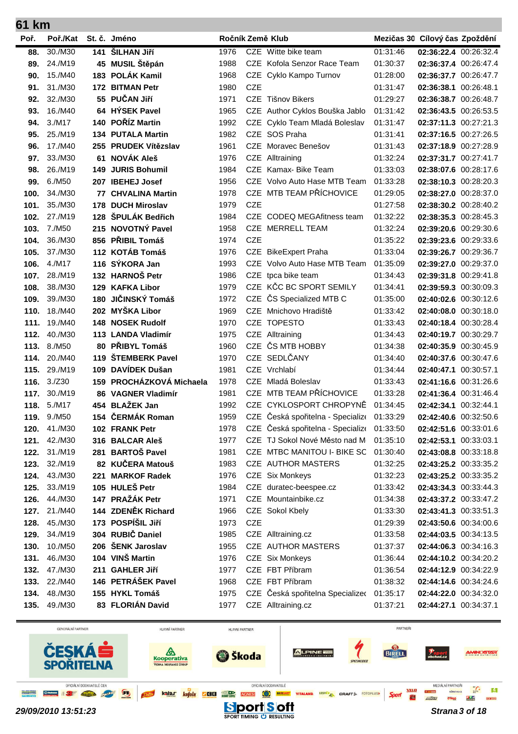## 61 km

| Poř. | Poř./Kat | St. č. | Jméno | Ročník | Země | Klub | Mezičas 30 | Cílový čas | Zpoždění |
|---|---|---|---|---|---|---|---|---|---|
| 88. | 30./M30 | 141 | ŠILHAN Jiří | 1976 | CZE | Witte bike team | 01:31:46 | 02:36:22.4 | 00:26:32.4 |
| 89. | 24./M19 | 45 | MUSIL Štěpán | 1988 | CZE | Kofola Senzor Race Team | 01:30:37 | 02:36:37.4 | 00:26:47.4 |
| 90. | 15./M40 | 183 | POLÁK Kamil | 1968 | CZE | Cyklo Kampo Turnov | 01:28:00 | 02:36:37.7 | 00:26:47.7 |
| 91. | 31./M30 | 172 | BITMAN Petr | 1980 | CZE | | 01:31:47 | 02:36:38.1 | 00:26:48.1 |
| 92. | 32./M30 | 55 | PUČAN Jiří | 1971 | CZE | Tišnov Bikers | 01:29:27 | 02:36:38.7 | 00:26:48.7 |
| 93. | 16./M40 | 64 | HÝSEK Pavel | 1965 | CZE | Author Cyklos Bouška Jablo | 01:31:42 | 02:36:43.5 | 00:26:53.5 |
| 94. | 3./M17 | 140 | POŘÍZ Martin | 1992 | CZE | Cyklo Team Mladá Boleslav | 01:31:47 | 02:37:11.3 | 00:27:21.3 |
| 95. | 25./M19 | 134 | PUTALA Martin | 1982 | CZE | SOS Praha | 01:31:41 | 02:37:16.5 | 00:27:26.5 |
| 96. | 17./M40 | 255 | PRUDEK Vítězslav | 1961 | CZE | Moravec Benešov | 01:31:43 | 02:37:18.9 | 00:27:28.9 |
| 97. | 33./M30 | 61 | NOVÁK Aleš | 1976 | CZE | Alltraining | 01:32:24 | 02:37:31.7 | 00:27:41.7 |
| 98. | 26./M19 | 149 | JURIS Bohumil | 1984 | CZE | Kamax- Bike Team | 01:33:03 | 02:38:07.6 | 00:28:17.6 |
| 99. | 6./M50 | 207 | IBEHEJ Josef | 1956 | CZE | Volvo Auto Hase MTB Team | 01:33:28 | 02:38:10.3 | 00:28:20.3 |
| 100. | 34./M30 | 77 | CHVALINA Martin | 1978 | CZE | MTB TEAM PŘÍCHOVICE | 01:29:05 | 02:38:27.0 | 00:28:37.0 |
| 101. | 35./M30 | 178 | DUCH Miroslav | 1979 | CZE | | 01:27:58 | 02:38:30.2 | 00:28:40.2 |
| 102. | 27./M19 | 128 | ŠPULÁK Bedřich | 1984 | CZE | CODEQ MEGAfitness team | 01:32:22 | 02:38:35.3 | 00:28:45.3 |
| 103. | 7./M50 | 215 | NOVOTNÝ Pavel | 1958 | CZE | MERRELL TEAM | 01:32:24 | 02:39:20.6 | 00:29:30.6 |
| 104. | 36./M30 | 856 | PŘIBIL Tomáš | 1974 | CZE | | 01:35:22 | 02:39:23.6 | 00:29:33.6 |
| 105. | 37./M30 | 112 | KOTÁB Tomáš | 1976 | CZE | BikeExpert Praha | 01:33:04 | 02:39:26.7 | 00:29:36.7 |
| 106. | 4./M17 | 116 | SÝKORA Jan | 1993 | CZE | Volvo Auto Hase MTB Team | 01:35:09 | 02:39:27.0 | 00:29:37.0 |
| 107. | 28./M19 | 132 | HARNOŠ Petr | 1986 | CZE | tpca bike team | 01:34:43 | 02:39:31.8 | 00:29:41.8 |
| 108. | 38./M30 | 129 | KAFKA Libor | 1979 | CZE | KČC BC SPORT SEMILY | 01:34:41 | 02:39:59.3 | 00:30:09.3 |
| 109. | 39./M30 | 180 | JIČINSKÝ Tomáš | 1972 | CZE | ČS Specialized MTB C | 01:35:00 | 02:40:02.6 | 00:30:12.6 |
| 110. | 18./M40 | 202 | MYŠKA Libor | 1969 | CZE | Mnichovo Hradiště | 01:33:42 | 02:40:08.0 | 00:30:18.0 |
| 111. | 19./M40 | 148 | NOSEK Rudolf | 1970 | CZE | TOPESTO | 01:33:43 | 02:40:18.4 | 00:30:28.4 |
| 112. | 40./M30 | 113 | LANDA Vladimír | 1975 | CZE | Alltraining | 01:34:43 | 02:40:19.7 | 00:30:29.7 |
| 113. | 8./M50 | 80 | PŘIBYL Tomáš | 1960 | CZE | ČS MTB HOBBY | 01:34:38 | 02:40:35.9 | 00:30:45.9 |
| 114. | 20./M40 | 119 | ŠTEMBERK Pavel | 1970 | CZE | SEDLČANY | 01:34:40 | 02:40:37.6 | 00:30:47.6 |
| 115. | 29./M19 | 109 | DAVÍDEK Dušan | 1981 | CZE | Vrchlabí | 01:34:44 | 02:40:47.1 | 00:30:57.1 |
| 116. | 3./Z30 | 159 | PROCHÁZKOVÁ Michaela | 1978 | CZE | Mladá Boleslav | 01:33:43 | 02:41:16.6 | 00:31:26.6 |
| 117. | 30./M19 | 86 | VAGNER Vladimír | 1981 | CZE | MTB TEAM PŘÍCHOVICE | 01:33:28 | 02:41:36.4 | 00:31:46.4 |
| 118. | 5./M17 | 454 | BLAŽEK Jan | 1992 | CZE | CYKLOSPORT CHROPYNĚ | 01:34:45 | 02:42:34.1 | 00:32:44.1 |
| 119. | 9./M50 | 154 | ČERMÁK Roman | 1959 | CZE | Česká spořitelna - Specialize | 01:33:29 | 02:42:40.6 | 00:32:50.6 |
| 120. | 41./M30 | 102 | FRANK Petr | 1978 | CZE | Česká spořitelna - Specialize | 01:33:50 | 02:42:51.6 | 00:33:01.6 |
| 121. | 42./M30 | 316 | BALCAR Aleš | 1977 | CZE | TJ Sokol Nové Město nad M | 01:35:10 | 02:42:53.1 | 00:33:03.1 |
| 122. | 31./M19 | 281 | BARTOŠ Pavel | 1981 | CZE | MTBC MANITOU I- BIKE SC | 01:30:40 | 02:43:08.8 | 00:33:18.8 |
| 123. | 32./M19 | 82 | KUČERA Matouš | 1983 | CZE | AUTHOR MASTERS | 01:32:25 | 02:43:25.2 | 00:33:35.2 |
| 124. | 43./M30 | 221 | MARKOF Radek | 1976 | CZE | Six Monkeys | 01:32:23 | 02:43:25.2 | 00:33:35.2 |
| 125. | 33./M19 | 105 | HULEŠ Petr | 1984 | CZE | duratec-beespee.cz | 01:33:42 | 02:43:34.3 | 00:33:44.3 |
| 126. | 44./M30 | 147 | PRAŽÁK Petr | 1971 | CZE | Mountainbike.cz | 01:34:38 | 02:43:37.2 | 00:33:47.2 |
| 127. | 21./M40 | 144 | ZDENĚK Richard | 1966 | CZE | Sokol Kbely | 01:33:30 | 02:43:41.3 | 00:33:51.3 |
| 128. | 45./M30 | 173 | POSPÍŠIL Jiří | 1973 | CZE | | 01:29:39 | 02:43:50.6 | 00:34:00.6 |
| 129. | 34./M19 | 304 | RUBIČ Daniel | 1985 | CZE | Alltraining.cz | 01:33:58 | 02:44:03.5 | 00:34:13.5 |
| 130. | 10./M50 | 206 | ŠENK Jaroslav | 1955 | CZE | AUTHOR MASTERS | 01:37:37 | 02:44:06.3 | 00:34:16.3 |
| 131. | 46./M30 | 104 | VINŠ Martin | 1976 | CZE | Six Monkeys | 01:36:44 | 02:44:10.2 | 00:34:20.2 |
| 132. | 47./M30 | 211 | GAHLER Jiří | 1977 | CZE | FBT Příbram | 01:36:54 | 02:44:12.9 | 00:34:22.9 |
| 133. | 22./M40 | 146 | PETRÁŠEK Pavel | 1968 | CZE | FBT Příbram | 01:38:32 | 02:44:14.6 | 00:34:24.6 |
| 134. | 48./M30 | 155 | HYKL Tomáš | 1975 | CZE | Česká spořitelna Specialized | 01:35:17 | 02:44:22.0 | 00:34:32.0 |
| 135. | 49./M30 | 83 | FLORIÁN David | 1977 | CZE | Alltraining.cz | 01:37:21 | 02:44:27.1 | 00:34:37.1 |

29/09/2010 13:51:23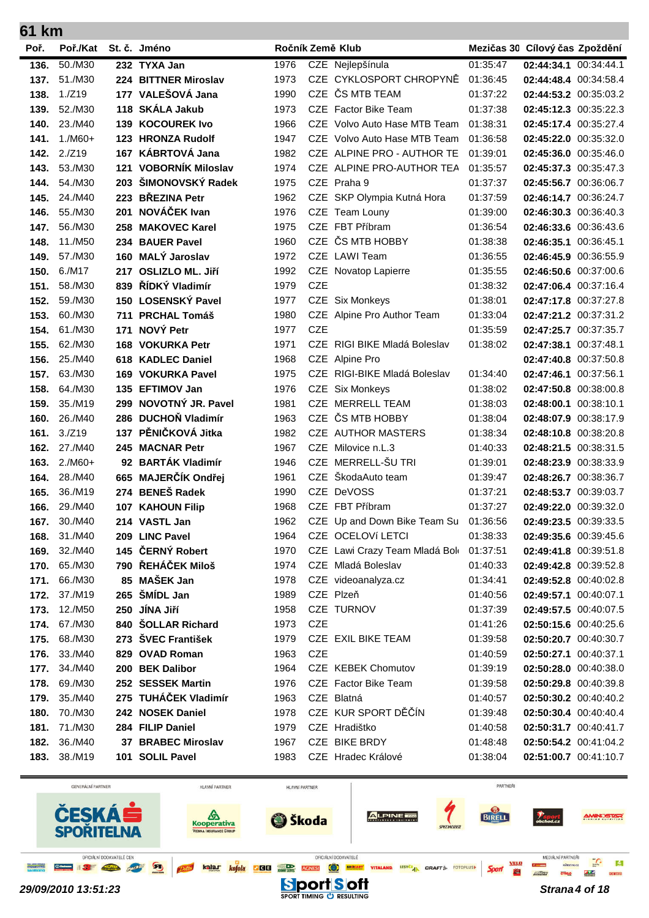# 61 km

| Poř. | Poř./Kat | St. č. | Jméno | Ročník | Země | Klub | Mezičas 30 | Cílový čas | Zpoždění |
|---|---|---|---|---|---|---|---|---|---|
| 136. | 50./M30 | 232 | TYXA Jan | 1976 | CZE | Nejlepšínula | 01:35:47 | 02:44:34.1 | 00:34:44.1 |
| 137. | 51./M30 | 224 | BITTNER Miroslav | 1973 | CZE | CYKLOSPORT CHROPYNĚ | 01:36:45 | 02:44:48.4 | 00:34:58.4 |
| 138. | 1./Z19 | 177 | VALEŠOVÁ Jana | 1990 | CZE | ČS MTB TEAM | 01:37:22 | 02:44:53.2 | 00:35:03.2 |
| 139. | 52./M30 | 118 | SKÁLA Jakub | 1973 | CZE | Factor Bike Team | 01:37:38 | 02:45:12.3 | 00:35:22.3 |
| 140. | 23./M40 | 139 | KOCOUREK Ivo | 1966 | CZE | Volvo Auto Hase MTB Team | 01:38:31 | 02:45:17.4 | 00:35:27.4 |
| 141. | 1./M60+ | 123 | HRONZA Rudolf | 1947 | CZE | Volvo Auto Hase MTB Team | 01:36:58 | 02:45:22.0 | 00:35:32.0 |
| 142. | 2./Z19 | 167 | KÁBRTOVÁ Jana | 1982 | CZE | ALPINE PRO - AUTHOR TE | 01:39:01 | 02:45:36.0 | 00:35:46.0 |
| 143. | 53./M30 | 121 | VOBORNÍK Miloslav | 1974 | CZE | ALPINE PRO-AUTHOR TEA | 01:35:57 | 02:45:37.3 | 00:35:47.3 |
| 144. | 54./M30 | 203 | ŠIMONOVSKÝ Radek | 1975 | CZE | Praha 9 | 01:37:37 | 02:45:56.7 | 00:36:06.7 |
| 145. | 24./M40 | 223 | BŘEZINA Petr | 1962 | CZE | SKP Olympia Kutná Hora | 01:37:59 | 02:46:14.7 | 00:36:24.7 |
| 146. | 55./M30 | 201 | NOVÁČEK Ivan | 1976 | CZE | Team Louny | 01:39:00 | 02:46:30.3 | 00:36:40.3 |
| 147. | 56./M30 | 258 | MAKOVEC Karel | 1975 | CZE | FBT Příbram | 01:36:54 | 02:46:33.6 | 00:36:43.6 |
| 148. | 11./M50 | 234 | BAUER Pavel | 1960 | CZE | ČS MTB HOBBY | 01:38:38 | 02:46:35.1 | 00:36:45.1 |
| 149. | 57./M30 | 160 | MALÝ Jaroslav | 1972 | CZE | LAWI Team | 01:36:55 | 02:46:45.9 | 00:36:55.9 |
| 150. | 6./M17 | 217 | OSLIZLO ML. Jiří | 1992 | CZE | Novatop Lapierre | 01:35:55 | 02:46:50.6 | 00:37:00.6 |
| 151. | 58./M30 | 839 | ŘÍDKÝ Vladimír | 1979 | CZE | | 01:38:32 | 02:47:06.4 | 00:37:16.4 |
| 152. | 59./M30 | 150 | LOSENSKÝ Pavel | 1977 | CZE | Six Monkeys | 01:38:01 | 02:47:17.8 | 00:37:27.8 |
| 153. | 60./M30 | 711 | PRCHAL Tomáš | 1980 | CZE | Alpine Pro Author Team | 01:33:04 | 02:47:21.2 | 00:37:31.2 |
| 154. | 61./M30 | 171 | NOVÝ Petr | 1977 | CZE | | 01:35:59 | 02:47:25.7 | 00:37:35.7 |
| 155. | 62./M30 | 168 | VOKURKA Petr | 1971 | CZE | RIGI BIKE Mladá Boleslav | 01:38:02 | 02:47:38.1 | 00:37:48.1 |
| 156. | 25./M40 | 618 | KADLEC Daniel | 1968 | CZE | Alpine Pro | | 02:47:40.8 | 00:37:50.8 |
| 157. | 63./M30 | 169 | VOKURKA Pavel | 1975 | CZE | RIGI-BIKE Mladá Boleslav | 01:34:40 | 02:47:46.1 | 00:37:56.1 |
| 158. | 64./M30 | 135 | EFTIMOV Jan | 1976 | CZE | Six Monkeys | 01:38:02 | 02:47:50.8 | 00:38:00.8 |
| 159. | 35./M19 | 299 | NOVOTNÝ JR. Pavel | 1981 | CZE | MERRELL TEAM | 01:38:03 | 02:48:00.1 | 00:38:10.1 |
| 160. | 26./M40 | 286 | DUCHOŇ Vladimír | 1963 | CZE | ČS MTB HOBBY | 01:38:04 | 02:48:07.9 | 00:38:17.9 |
| 161. | 3./Z19 | 137 | PĚNIČKOVÁ Jitka | 1982 | CZE | AUTHOR MASTERS | 01:38:34 | 02:48:10.8 | 00:38:20.8 |
| 162. | 27./M40 | 245 | MACNAR Petr | 1967 | CZE | Milovice n.L.3 | 01:40:33 | 02:48:21.5 | 00:38:31.5 |
| 163. | 2./M60+ | 92 | BARTÁK Vladimír | 1946 | CZE | MERRELL-ŠU TRI | 01:39:01 | 02:48:23.9 | 00:38:33.9 |
| 164. | 28./M40 | 665 | MAJERČÍK Ondřej | 1961 | CZE | ŠkodaAuto team | 01:39:47 | 02:48:26.7 | 00:38:36.7 |
| 165. | 36./M19 | 274 | BENEŠ Radek | 1990 | CZE | DeVOSS | 01:37:21 | 02:48:53.7 | 00:39:03.7 |
| 166. | 29./M40 | 107 | KAHOUN Filip | 1968 | CZE | FBT Příbram | 01:37:27 | 02:49:22.0 | 00:39:32.0 |
| 167. | 30./M40 | 214 | VASTL Jan | 1962 | CZE | Up and Down Bike Team Su | 01:36:56 | 02:49:23.5 | 00:39:33.5 |
| 168. | 31./M40 | 209 | LINC Pavel | 1964 | CZE | OCELOVÍ LETCI | 01:38:33 | 02:49:35.6 | 00:39:45.6 |
| 169. | 32./M40 | 145 | ČERNÝ Robert | 1970 | CZE | Lawi Crazy Team Mladá Bol | 01:37:51 | 02:49:41.8 | 00:39:51.8 |
| 170. | 65./M30 | 790 | ŘEHÁČEK Miloš | 1974 | CZE | Mladá Boleslav | 01:40:33 | 02:49:42.8 | 00:39:52.8 |
| 171. | 66./M30 | 85 | MAŠEK Jan | 1978 | CZE | videoanalyza.cz | 01:34:41 | 02:49:52.8 | 00:40:02.8 |
| 172. | 37./M19 | 265 | ŠMÍDL Jan | 1989 | CZE | Plzeň | 01:40:56 | 02:49:57.1 | 00:40:07.1 |
| 173. | 12./M50 | 250 | JÍNA Jiří | 1958 | CZE | TURNOV | 01:37:39 | 02:49:57.5 | 00:40:07.5 |
| 174. | 67./M30 | 840 | ŠOLLAR Richard | 1973 | CZE | | 01:41:26 | 02:50:15.6 | 00:40:25.6 |
| 175. | 68./M30 | 273 | ŠVEC František | 1979 | CZE | EXIL BIKE TEAM | 01:39:58 | 02:50:20.7 | 00:40:30.7 |
| 176. | 33./M40 | 829 | OVAD Roman | 1963 | CZE | | 01:40:59 | 02:50:27.1 | 00:40:37.1 |
| 177. | 34./M40 | 200 | BEK Dalibor | 1964 | CZE | KEBEK Chomutov | 01:39:19 | 02:50:28.0 | 00:40:38.0 |
| 178. | 69./M30 | 252 | SESSEK Martin | 1976 | CZE | Factor Bike Team | 01:39:58 | 02:50:29.8 | 00:40:39.8 |
| 179. | 35./M40 | 275 | TUHÁČEK Vladimír | 1963 | CZE | Blatná | 01:40:57 | 02:50:30.2 | 00:40:40.2 |
| 180. | 70./M30 | 242 | NOSEK Daniel | 1978 | CZE | KUR SPORT DĚČÍN | 01:39:48 | 02:50:30.4 | 00:40:40.4 |
| 181. | 71./M30 | 284 | FILIP Daniel | 1979 | CZE | Hradištko | 01:40:58 | 02:50:31.7 | 00:40:41.7 |
| 182. | 36./M40 | 37 | BRABEC Miroslav | 1967 | CZE | BIKE BRDY | 01:48:48 | 02:50:54.2 | 00:41:04.2 |
| 183. | 38./M19 | 101 | SOLIL Pavel | 1983 | CZE | Hradec Králové | 01:38:04 | 02:51:00.7 | 00:41:10.7 |

29/09/2010 13:51:23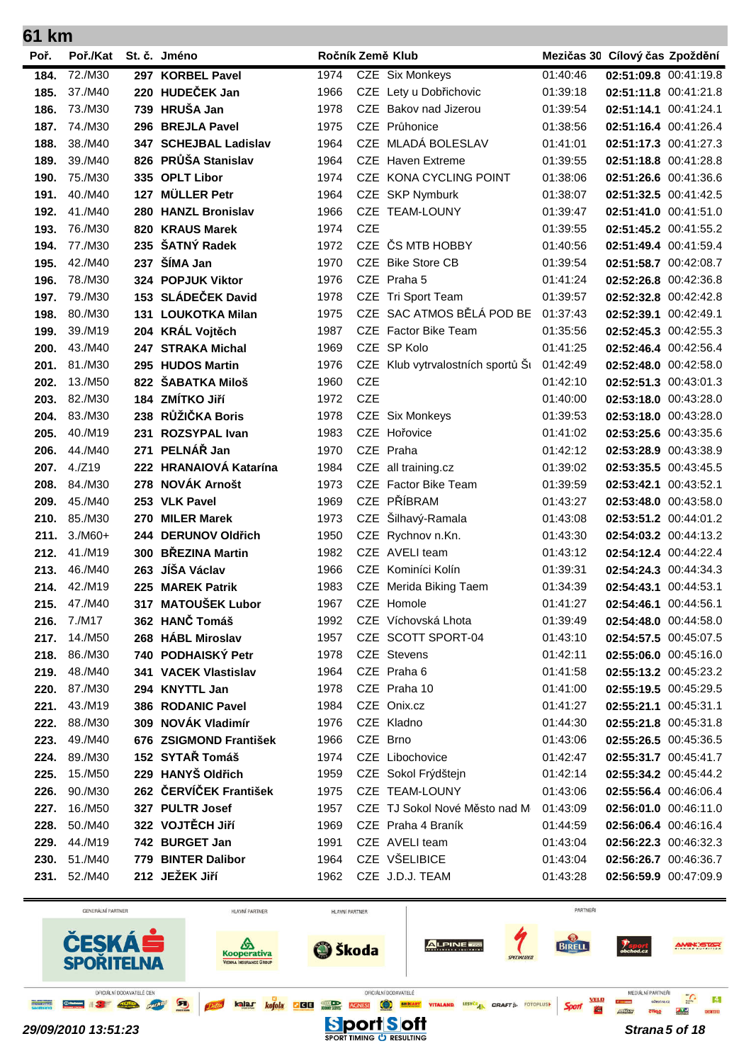# 61 km

| Poř. | Poř./Kat | St. č. | Jméno | Ročník | Země | Klub | Mezičas 30 | Cílový čas | Zpoždění |
|---|---|---|---|---|---|---|---|---|---|
| 184. | 72./M30 | 297 | KORBEL Pavel | 1974 | CZE | Six Monkeys | 01:40:46 | 02:51:09.8 | 00:41:19.8 |
| 185. | 37./M40 | 220 | HUDEČEK Jan | 1966 | CZE | Lety u Dobřichovic | 01:39:18 | 02:51:11.8 | 00:41:21.8 |
| 186. | 73./M30 | 739 | HRUŠA Jan | 1978 | CZE | Bakov nad Jizerou | 01:39:54 | 02:51:14.1 | 00:41:24.1 |
| 187. | 74./M30 | 296 | BREJLA Pavel | 1975 | CZE | Průhonice | 01:38:56 | 02:51:16.4 | 00:41:26.4 |
| 188. | 38./M40 | 347 | SCHEJBAL Ladislav | 1964 | CZE | MLADÁ BOLESLAV | 01:41:01 | 02:51:17.3 | 00:41:27.3 |
| 189. | 39./M40 | 826 | PRŮŠA Stanislav | 1964 | CZE | Haven Extreme | 01:39:55 | 02:51:18.8 | 00:41:28.8 |
| 190. | 75./M30 | 335 | OPLT Libor | 1974 | CZE | KONA CYCLING POINT | 01:38:06 | 02:51:26.6 | 00:41:36.6 |
| 191. | 40./M40 | 127 | MÜLLER Petr | 1964 | CZE | SKP Nymburk | 01:38:07 | 02:51:32.5 | 00:41:42.5 |
| 192. | 41./M40 | 280 | HANZL Bronislav | 1966 | CZE | TEAM-LOUNY | 01:39:47 | 02:51:41.0 | 00:41:51.0 |
| 193. | 76./M30 | 820 | KRAUS Marek | 1974 | CZE | | 01:39:55 | 02:51:45.2 | 00:41:55.2 |
| 194. | 77./M30 | 235 | ŠATNÝ Radek | 1972 | CZE | ČS MTB HOBBY | 01:40:56 | 02:51:49.4 | 00:41:59.4 |
| 195. | 42./M40 | 237 | ŠÍMA Jan | 1970 | CZE | Bike Store CB | 01:39:54 | 02:51:58.7 | 00:42:08.7 |
| 196. | 78./M30 | 324 | POPJUK Viktor | 1976 | CZE | Praha 5 | 01:41:24 | 02:52:26.8 | 00:42:36.8 |
| 197. | 79./M30 | 153 | SLÁDEČEK David | 1978 | CZE | Tri Sport Team | 01:39:57 | 02:52:32.8 | 00:42:42.8 |
| 198. | 80./M30 | 131 | LOUKOTKA Milan | 1975 | CZE | SAC ATMOS BĚLÁ POD BE | 01:37:43 | 02:52:39.1 | 00:42:49.1 |
| 199. | 39./M19 | 204 | KRÁL Vojtěch | 1987 | CZE | Factor Bike Team | 01:35:56 | 02:52:45.3 | 00:42:55.3 |
| 200. | 43./M40 | 247 | STRAKA Michal | 1969 | CZE | SP Kolo | 01:41:25 | 02:52:46.4 | 00:42:56.4 |
| 201. | 81./M30 | 295 | HUDOS Martin | 1976 | CZE | Klub vytrvalostních sportů Š | 01:42:49 | 02:52:48.0 | 00:42:58.0 |
| 202. | 13./M50 | 822 | ŠABATKA Miloš | 1960 | CZE | | 01:42:10 | 02:52:51.3 | 00:43:01.3 |
| 203. | 82./M30 | 184 | ZMÍTKO Jiří | 1972 | CZE | | 01:40:00 | 02:53:18.0 | 00:43:28.0 |
| 204. | 83./M30 | 238 | RŮŽIČKA Boris | 1978 | CZE | Six Monkeys | 01:39:53 | 02:53:18.0 | 00:43:28.0 |
| 205. | 40./M19 | 231 | ROZSYPAL Ivan | 1983 | CZE | Hořovice | 01:41:02 | 02:53:25.6 | 00:43:35.6 |
| 206. | 44./M40 | 271 | PELNÁŘ Jan | 1970 | CZE | Praha | 01:42:12 | 02:53:28.9 | 00:43:38.9 |
| 207. | 4./Z19 | 222 | HRANAIOVÁ Katarína | 1984 | CZE | all training.cz | 01:39:02 | 02:53:35.5 | 00:43:45.5 |
| 208. | 84./M30 | 278 | NOVÁK Arnošt | 1973 | CZE | Factor Bike Team | 01:39:59 | 02:53:42.1 | 00:43:52.1 |
| 209. | 45./M40 | 253 | VLK Pavel | 1969 | CZE | PŘÍBRAM | 01:43:27 | 02:53:48.0 | 00:43:58.0 |
| 210. | 85./M30 | 270 | MILER Marek | 1973 | CZE | Šilhavý-Ramala | 01:43:08 | 02:53:51.2 | 00:44:01.2 |
| 211. | 3./M60+ | 244 | DERUNOV Oldřich | 1950 | CZE | Rychnov n.Kn. | 01:43:30 | 02:54:03.2 | 00:44:13.2 |
| 212. | 41./M19 | 300 | BŘEZINA Martin | 1982 | CZE | AVELI team | 01:43:12 | 02:54:12.4 | 00:44:22.4 |
| 213. | 46./M40 | 263 | JÍŠA Václav | 1966 | CZE | Kominíci Kolín | 01:39:31 | 02:54:24.3 | 00:44:34.3 |
| 214. | 42./M19 | 225 | MAREK Patrik | 1983 | CZE | Merida Biking Taem | 01:34:39 | 02:54:43.1 | 00:44:53.1 |
| 215. | 47./M40 | 317 | MATOUŠEK Lubor | 1967 | CZE | Homole | 01:41:27 | 02:54:46.1 | 00:44:56.1 |
| 216. | 7./M17 | 362 | HANČ Tomáš | 1992 | CZE | Víchovská Lhota | 01:39:49 | 02:54:48.0 | 00:44:58.0 |
| 217. | 14./M50 | 268 | HÁBL Miroslav | 1957 | CZE | SCOTT SPORT-04 | 01:43:10 | 02:54:57.5 | 00:45:07.5 |
| 218. | 86./M30 | 740 | PODHAISKÝ Petr | 1978 | CZE | Stevens | 01:42:11 | 02:55:06.0 | 00:45:16.0 |
| 219. | 48./M40 | 341 | VACEK Vlastislav | 1964 | CZE | Praha 6 | 01:41:58 | 02:55:13.2 | 00:45:23.2 |
| 220. | 87./M30 | 294 | KNYTTL Jan | 1978 | CZE | Praha 10 | 01:41:00 | 02:55:19.5 | 00:45:29.5 |
| 221. | 43./M19 | 386 | RODANIC Pavel | 1984 | CZE | Onix.cz | 01:41:27 | 02:55:21.1 | 00:45:31.1 |
| 222. | 88./M30 | 309 | NOVÁK Vladimír | 1976 | CZE | Kladno | 01:44:30 | 02:55:21.8 | 00:45:31.8 |
| 223. | 49./M40 | 676 | ZSIGMOND František | 1966 | CZE | Brno | 01:43:06 | 02:55:26.5 | 00:45:36.5 |
| 224. | 89./M30 | 152 | SYTAŘ Tomáš | 1974 | CZE | Libochovice | 01:42:47 | 02:55:31.7 | 00:45:41.7 |
| 225. | 15./M50 | 229 | HANYŠ Oldřich | 1959 | CZE | Sokol Frýdštejn | 01:42:14 | 02:55:34.2 | 00:45:44.2 |
| 226. | 90./M30 | 262 | ČERVÍČEK František | 1975 | CZE | TEAM-LOUNY | 01:43:06 | 02:55:56.4 | 00:46:06.4 |
| 227. | 16./M50 | 327 | PULTR Josef | 1957 | CZE | TJ Sokol Nové Město nad M | 01:43:09 | 02:56:01.0 | 00:46:11.0 |
| 228. | 50./M40 | 322 | VOJTĚCH Jiří | 1969 | CZE | Praha 4 Braník | 01:44:59 | 02:56:06.4 | 00:46:16.4 |
| 229. | 44./M19 | 742 | BURGET Jan | 1991 | CZE | AVELI team | 01:43:04 | 02:56:22.3 | 00:46:32.3 |
| 230. | 51./M40 | 779 | BINTER Dalibor | 1964 | CZE | VŠELIBICE | 01:43:04 | 02:56:26.7 | 00:46:36.7 |
| 231. | 52./M40 | 212 | JEŽEK Jiří | 1962 | CZE | J.D.J. TEAM | 01:43:28 | 02:56:59.9 | 00:47:09.9 |

*29/09/2010 13:51:23*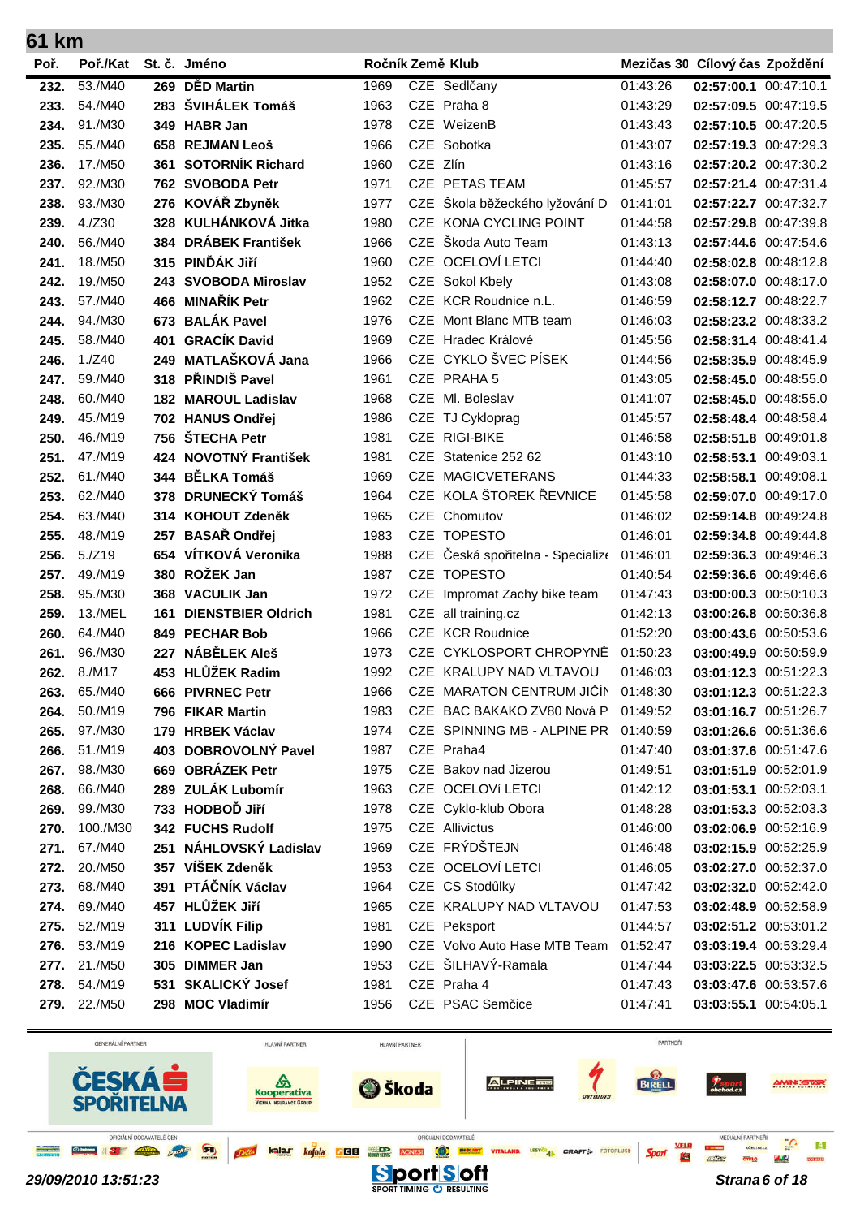## 61 km

| Poř. | Poř./Kat | St. č. | Jméno | Ročník | Země | Klub | Mezičas 30 | Cílový čas | Zpoždění |
|---|---|---|---|---|---|---|---|---|---|
| 232. | 53./M40 | 269 | DĚD Martin | 1969 | CZE | Sedlčany | 01:43:26 | 02:57:00.1 | 00:47:10.1 |
| 233. | 54./M40 | 283 | ŠVIHÁLEK Tomáš | 1963 | CZE | Praha 8 | 01:43:29 | 02:57:09.5 | 00:47:19.5 |
| 234. | 91./M30 | 349 | HABR Jan | 1978 | CZE | WeizenB | 01:43:43 | 02:57:10.5 | 00:47:20.5 |
| 235. | 55./M40 | 658 | REJMAN Leoš | 1966 | CZE | Sobotka | 01:43:07 | 02:57:19.3 | 00:47:29.3 |
| 236. | 17./M50 | 361 | SOTORNÍK Richard | 1960 | CZE | Zlín | 01:43:16 | 02:57:20.2 | 00:47:30.2 |
| 237. | 92./M30 | 762 | SVOBODA Petr | 1971 | CZE | PETAS TEAM | 01:45:57 | 02:57:21.4 | 00:47:31.4 |
| 238. | 93./M30 | 276 | KOVÁŘ Zbyněk | 1977 | CZE | Škola běžeckého lyžování D | 01:41:01 | 02:57:22.7 | 00:47:32.7 |
| 239. | 4./Z30 | 328 | KULHÁNKOVÁ Jitka | 1980 | CZE | KONA CYCLING POINT | 01:44:58 | 02:57:29.8 | 00:47:39.8 |
| 240. | 56./M40 | 384 | DRÁBEK František | 1966 | CZE | Škoda Auto Team | 01:43:13 | 02:57:44.6 | 00:47:54.6 |
| 241. | 18./M50 | 315 | PINĎÁK Jiří | 1960 | CZE | OCELOVÍ LETCI | 01:44:40 | 02:58:02.8 | 00:48:12.8 |
| 242. | 19./M50 | 243 | SVOBODA Miroslav | 1952 | CZE | Sokol Kbely | 01:43:08 | 02:58:07.0 | 00:48:17.0 |
| 243. | 57./M40 | 466 | MINAŘÍK Petr | 1962 | CZE | KCR Roudnice n.L. | 01:46:59 | 02:58:12.7 | 00:48:22.7 |
| 244. | 94./M30 | 673 | BALÁK Pavel | 1976 | CZE | Mont Blanc MTB team | 01:46:03 | 02:58:23.2 | 00:48:33.2 |
| 245. | 58./M40 | 401 | GRACÍK David | 1969 | CZE | Hradec Králové | 01:45:56 | 02:58:31.4 | 00:48:41.4 |
| 246. | 1./Z40 | 249 | MATLAŠKOVÁ Jana | 1966 | CZE | CYKLO ŠVEC PÍSEK | 01:44:56 | 02:58:35.9 | 00:48:45.9 |
| 247. | 59./M40 | 318 | PŘINDIŠ Pavel | 1961 | CZE | PRAHA 5 | 01:43:05 | 02:58:45.0 | 00:48:55.0 |
| 248. | 60./M40 | 182 | MAROUL Ladislav | 1968 | CZE | Ml. Boleslav | 01:41:07 | 02:58:45.0 | 00:48:55.0 |
| 249. | 45./M19 | 702 | HANUS Ondřej | 1986 | CZE | TJ Cykloprag | 01:45:57 | 02:58:48.4 | 00:48:58.4 |
| 250. | 46./M19 | 756 | ŠTECHA Petr | 1981 | CZE | RIGI-BIKE | 01:46:58 | 02:58:51.8 | 00:49:01.8 |
| 251. | 47./M19 | 424 | NOVOTNÝ František | 1981 | CZE | Statenice 252 62 | 01:43:10 | 02:58:53.1 | 00:49:03.1 |
| 252. | 61./M40 | 344 | BĚLKA Tomáš | 1969 | CZE | MAGICVETERANS | 01:44:33 | 02:58:58.1 | 00:49:08.1 |
| 253. | 62./M40 | 378 | DRUNECKÝ Tomáš | 1964 | CZE | KOLA ŠTOREK ŘEVNICE | 01:45:58 | 02:59:07.0 | 00:49:17.0 |
| 254. | 63./M40 | 314 | KOHOUT Zdeněk | 1965 | CZE | Chomutov | 01:46:02 | 02:59:14.8 | 00:49:24.8 |
| 255. | 48./M19 | 257 | BASAŘ Ondřej | 1983 | CZE | TOPESTO | 01:46:01 | 02:59:34.8 | 00:49:44.8 |
| 256. | 5./Z19 | 654 | VÍTKOVÁ Veronika | 1988 | CZE | Česká spořitelna - Specialize | 01:46:01 | 02:59:36.3 | 00:49:46.3 |
| 257. | 49./M19 | 380 | ROŽEK Jan | 1987 | CZE | TOPESTO | 01:40:54 | 02:59:36.6 | 00:49:46.6 |
| 258. | 95./M30 | 368 | VACULIK Jan | 1972 | CZE | Impromat Zachy bike team | 01:47:43 | 03:00:00.3 | 00:50:10.3 |
| 259. | 13./MEL | 161 | DIENSTBIER Oldrich | 1981 | CZE | all training.cz | 01:42:13 | 03:00:26.8 | 00:50:36.8 |
| 260. | 64./M40 | 849 | PECHAR Bob | 1966 | CZE | KCR Roudnice | 01:52:20 | 03:00:43.6 | 00:50:53.6 |
| 261. | 96./M30 | 227 | NÁBĚLEK Aleš | 1973 | CZE | CYKLOSPORT CHROPYNĚ | 01:50:23 | 03:00:49.9 | 00:50:59.9 |
| 262. | 8./M17 | 453 | HLŮŽEK Radim | 1992 | CZE | KRALUPY NAD VLTAVOU | 01:46:03 | 03:01:12.3 | 00:51:22.3 |
| 263. | 65./M40 | 666 | PIVRNEC Petr | 1966 | CZE | MARATON CENTRUM JIČÍN | 01:48:30 | 03:01:12.3 | 00:51:22.3 |
| 264. | 50./M19 | 796 | FIKAR Martin | 1983 | CZE | BAC BAKAKO ZV80 Nová P | 01:49:52 | 03:01:16.7 | 00:51:26.7 |
| 265. | 97./M30 | 179 | HRBEK Václav | 1974 | CZE | SPINNING MB - ALPINE PR | 01:40:59 | 03:01:26.6 | 00:51:36.6 |
| 266. | 51./M19 | 403 | DOBROVOLNÝ Pavel | 1987 | CZE | Praha4 | 01:47:40 | 03:01:37.6 | 00:51:47.6 |
| 267. | 98./M30 | 669 | OBRÁZEK Petr | 1975 | CZE | Bakov nad Jizerou | 01:49:51 | 03:01:51.9 | 00:52:01.9 |
| 268. | 66./M40 | 289 | ZULÁK Lubomír | 1963 | CZE | OCELOVÍ LETCI | 01:42:12 | 03:01:53.1 | 00:52:03.1 |
| 269. | 99./M30 | 733 | HODBOĎ Jiří | 1978 | CZE | Cyklo-klub Obora | 01:48:28 | 03:01:53.3 | 00:52:03.3 |
| 270. | 100./M30 | 342 | FUCHS Rudolf | 1975 | CZE | Allivictus | 01:46:00 | 03:02:06.9 | 00:52:16.9 |
| 271. | 67./M40 | 251 | NÁHLOVSKÝ Ladislav | 1969 | CZE | FRÝDŠTEJN | 01:46:48 | 03:02:15.9 | 00:52:25.9 |
| 272. | 20./M50 | 357 | VÍŠEK Zdeněk | 1953 | CZE | OCELOVÍ LETCI | 01:46:05 | 03:02:27.0 | 00:52:37.0 |
| 273. | 68./M40 | 391 | PTÁČNÍK Václav | 1964 | CZE | CS Stodůlky | 01:47:42 | 03:02:32.0 | 00:52:42.0 |
| 274. | 69./M40 | 457 | HLŮŽEK Jiří | 1965 | CZE | KRALUPY NAD VLTAVOU | 01:47:53 | 03:02:48.9 | 00:52:58.9 |
| 275. | 52./M19 | 311 | LUDVÍK Filip | 1981 | CZE | Peksport | 01:44:57 | 03:02:51.2 | 00:53:01.2 |
| 276. | 53./M19 | 216 | KOPEC Ladislav | 1990 | CZE | Volvo Auto Hase MTB Team | 01:52:47 | 03:03:19.4 | 00:53:29.4 |
| 277. | 21./M50 | 305 | DIMMER Jan | 1953 | CZE | ŠILHAVÝ-Ramala | 01:47:44 | 03:03:22.5 | 00:53:32.5 |
| 278. | 54./M19 | 531 | SKALICKÝ Josef | 1981 | CZE | Praha 4 | 01:47:43 | 03:03:47.6 | 00:53:57.6 |
| 279. | 22./M50 | 298 | MOC Vladimír | 1956 | CZE | PSAC Semčice | 01:47:41 | 03:03:55.1 | 00:54:05.1 |

29/09/2010 13:51:23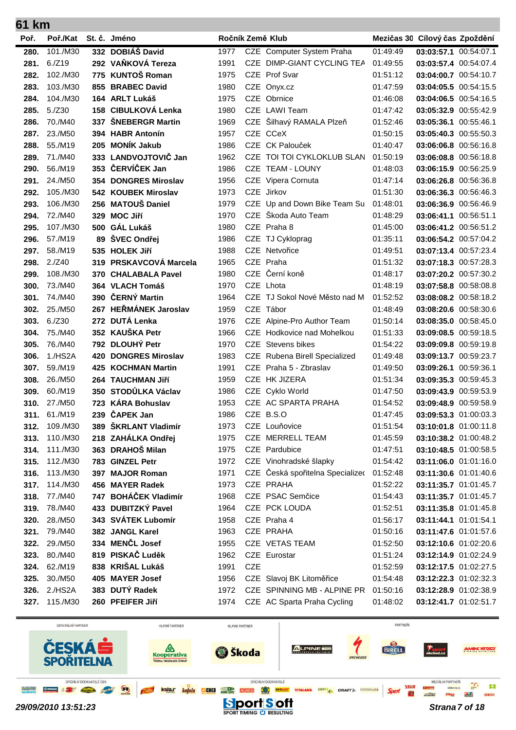## 61 km

| Poř. | Poř./Kat | St. č. | Jméno | Ročník | Země | Klub | Mezičas 30 | Cílový čas | Zpoždění |
|---|---|---|---|---|---|---|---|---|---|
| 280. | 101./M30 | 332 | DOBIÁŠ David | 1977 | CZE | Computer System Praha | 01:49:49 | 03:03:57.1 | 00:54:07.1 |
| 281. | 6./Z19 | 292 | VAŇKOVÁ Tereza | 1991 | CZE | DIMP-GIANT CYCLING TEA | 01:49:55 | 03:03:57.4 | 00:54:07.4 |
| 282. | 102./M30 | 775 | KUNTOŠ Roman | 1975 | CZE | Prof Svar | 01:51:12 | 03:04:00.7 | 00:54:10.7 |
| 283. | 103./M30 | 855 | BRABEC David | 1980 | CZE | Onyx.cz | 01:47:59 | 03:04:05.5 | 00:54:15.5 |
| 284. | 104./M30 | 164 | ARLT Lukáš | 1975 | CZE | Obrnice | 01:46:08 | 03:04:06.5 | 00:54:16.5 |
| 285. | 5./Z30 | 158 | CIBULKOVÁ Lenka | 1980 | CZE | LAWI Team | 01:47:42 | 03:05:32.9 | 00:55:42.9 |
| 286. | 70./M40 | 337 | ŠNEBERGR Martin | 1969 | CZE | Šilhavý RAMALA Plzeň | 01:52:46 | 03:05:36.1 | 00:55:46.1 |
| 287. | 23./M50 | 394 | HABR Antonín | 1957 | CZE | CCeX | 01:50:15 | 03:05:40.3 | 00:55:50.3 |
| 288. | 55./M19 | 205 | MONÍK Jakub | 1986 | CZE | CK Palouček | 01:40:47 | 03:06:06.8 | 00:56:16.8 |
| 289. | 71./M40 | 333 | LANDVOJTOVIČ Jan | 1962 | CZE | TOI TOI CYKLOKLUB SLAN | 01:50:19 | 03:06:08.8 | 00:56:18.8 |
| 290. | 56./M19 | 353 | ČERVÍČEK Jan | 1986 | CZE | TEAM - LOUNY | 01:48:03 | 03:06:15.9 | 00:56:25.9 |
| 291. | 24./M50 | 354 | DONGRES Miroslav | 1956 | CZE | Vipera Cornuta | 01:47:14 | 03:06:26.8 | 00:56:36.8 |
| 292. | 105./M30 | 542 | KOUBEK Miroslav | 1973 | CZE | Jirkov | 01:51:30 | 03:06:36.3 | 00:56:46.3 |
| 293. | 106./M30 | 256 | MATOUŠ Daniel | 1979 | CZE | Up and Down Bike Team Su | 01:48:01 | 03:06:36.9 | 00:56:46.9 |
| 294. | 72./M40 | 329 | MOC Jiří | 1970 | CZE | Škoda Auto Team | 01:48:29 | 03:06:41.1 | 00:56:51.1 |
| 295. | 107./M30 | 500 | GÁL Lukáš | 1980 | CZE | Praha 8 | 01:45:00 | 03:06:41.2 | 00:56:51.2 |
| 296. | 57./M19 | 89 | ŠVEC Ondřej | 1986 | CZE | TJ Cykloprag | 01:35:11 | 03:06:54.2 | 00:57:04.2 |
| 297. | 58./M19 | 535 | HOLEK Jiří | 1988 | CZE | Netvořice | 01:49:51 | 03:07:13.4 | 00:57:23.4 |
| 298. | 2./Z40 | 319 | PRSKAVCOVÁ Marcela | 1965 | CZE | Praha | 01:51:32 | 03:07:18.3 | 00:57:28.3 |
| 299. | 108./M30 | 370 | CHALABALA Pavel | 1980 | CZE | Černí koně | 01:48:17 | 03:07:20.2 | 00:57:30.2 |
| 300. | 73./M40 | 364 | VLACH Tomáš | 1970 | CZE | Lhota | 01:48:19 | 03:07:58.8 | 00:58:08.8 |
| 301. | 74./M40 | 390 | ČERNÝ Martin | 1964 | CZE | TJ Sokol Nové Město nad M | 01:52:52 | 03:08:08.2 | 00:58:18.2 |
| 302. | 25./M50 | 267 | HEŘMÁNEK Jaroslav | 1959 | CZE | Tábor | 01:48:49 | 03:08:20.6 | 00:58:30.6 |
| 303. | 6./Z30 | 272 | DUTÁ Lenka | 1976 | CZE | Alpine-Pro Author Team | 01:50:14 | 03:08:35.0 | 00:58:45.0 |
| 304. | 75./M40 | 352 | KAUŠKA Petr | 1966 | CZE | Hodkovice nad Mohelkou | 01:51:33 | 03:09:08.5 | 00:59:18.5 |
| 305. | 76./M40 | 792 | DLOUHÝ Petr | 1970 | CZE | Stevens bikes | 01:54:22 | 03:09:09.8 | 00:59:19.8 |
| 306. | 1./HS2A | 420 | DONGRES Miroslav | 1983 | CZE | Rubena Birell Specialized | 01:49:48 | 03:09:13.7 | 00:59:23.7 |
| 307. | 59./M19 | 425 | KOCHMAN Martin | 1991 | CZE | Praha 5 - Zbraslav | 01:49:50 | 03:09:26.1 | 00:59:36.1 |
| 308. | 26./M50 | 264 | TAUCHMAN Jiří | 1959 | CZE | HK JIZERA | 01:51:34 | 03:09:35.3 | 00:59:45.3 |
| 309. | 60./M19 | 350 | STODŮLKA Václav | 1986 | CZE | Cyklo World | 01:47:50 | 03:09:43.9 | 00:59:53.9 |
| 310. | 27./M50 | 723 | KÁRA Bohuslav | 1953 | CZE | AC SPARTA PRAHA | 01:54:52 | 03:09:48.9 | 00:59:58.9 |
| 311. | 61./M19 | 239 | ČAPEK Jan | 1986 | CZE | B.S.O | 01:47:45 | 03:09:53.3 | 01:00:03.3 |
| 312. | 109./M30 | 389 | ŠKRLANT Vladimír | 1973 | CZE | Louňovice | 01:51:54 | 03:10:01.8 | 01:00:11.8 |
| 313. | 110./M30 | 218 | ZAHÁLKA Ondřej | 1975 | CZE | MERRELL TEAM | 01:45:59 | 03:10:38.2 | 01:00:48.2 |
| 314. | 111./M30 | 363 | DRAHOŠ Milan | 1975 | CZE | Pardubice | 01:47:51 | 03:10:48.5 | 01:00:58.5 |
| 315. | 112./M30 | 783 | GINZEL Petr | 1972 | CZE | Vinohradské šlapky | 01:54:42 | 03:11:06.0 | 01:01:16.0 |
| 316. | 113./M30 | 397 | MAJOR Roman | 1971 | CZE | Česká spořitelna Specializec | 01:52:48 | 03:11:30.6 | 01:01:40.6 |
| 317. | 114./M30 | 456 | MAYER Radek | 1973 | CZE | PRAHA | 01:52:22 | 03:11:35.7 | 01:01:45.7 |
| 318. | 77./M40 | 747 | BOHÁČEK Vladimír | 1968 | CZE | PSAC Semčice | 01:54:43 | 03:11:35.7 | 01:01:45.7 |
| 319. | 78./M40 | 433 | DUBITZKÝ Pavel | 1964 | CZE | PCK LOUDA | 01:52:51 | 03:11:35.8 | 01:01:45.8 |
| 320. | 28./M50 | 343 | SVÁTEK Lubomír | 1958 | CZE | Praha 4 | 01:56:17 | 03:11:44.1 | 01:01:54.1 |
| 321. | 79./M40 | 382 | JANGL Karel | 1963 | CZE | PRAHA | 01:50:16 | 03:11:47.6 | 01:01:57.6 |
| 322. | 29./M50 | 334 | MENČL Josef | 1955 | CZE | VETAS TEAM | 01:52:50 | 03:12:10.6 | 01:02:20.6 |
| 323. | 80./M40 | 819 | PISKAČ Luděk | 1962 | CZE | Eurostar | 01:51:24 | 03:12:14.9 | 01:02:24.9 |
| 324. | 62./M19 | 838 | KRIŠAL Lukáš | 1991 | CZE | | 01:52:59 | 03:12:17.5 | 01:02:27.5 |
| 325. | 30./M50 | 405 | MAYER Josef | 1956 | CZE | Slavoj BK Litoměřice | 01:54:48 | 03:12:22.3 | 01:02:32.3 |
| 326. | 2./HS2A | 383 | DUTÝ Radek | 1972 | CZE | SPINNING MB - ALPINE PR | 01:50:16 | 03:12:28.9 | 01:02:38.9 |
| 327. | 115./M30 | 260 | PFEIFER Jiří | 1974 | CZE | AC Sparta Praha Cycling | 01:48:02 | 03:12:41.7 | 01:02:51.7 |

29/09/2010 13:51:23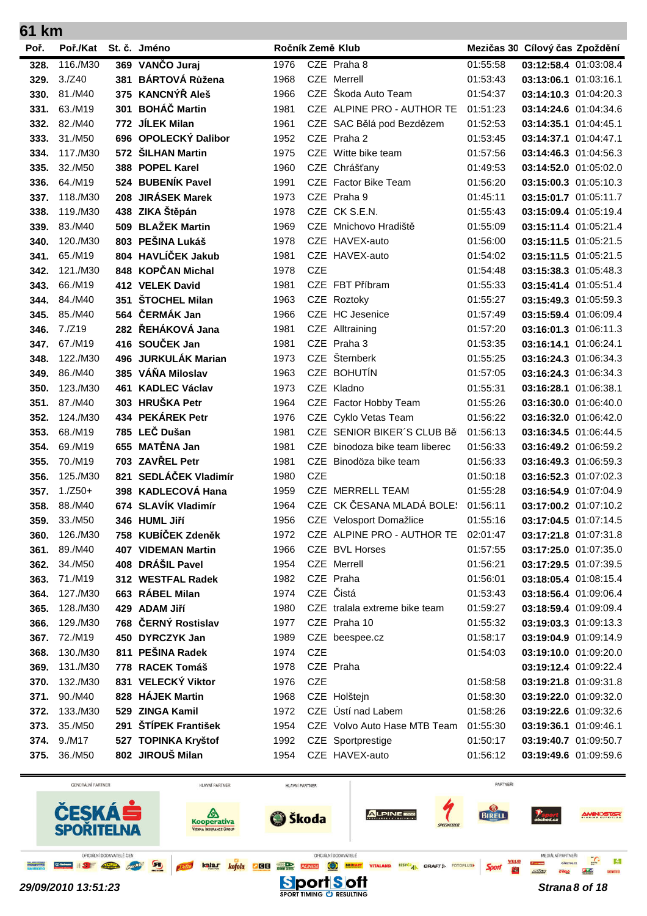## 61 km

| Poř. | Poř./Kat | St. č. | Jméno | Ročník | Země | Klub | Mezičas 30 | Cílový čas | Zpoždění |
|---|---|---|---|---|---|---|---|---|---|
| 328. | 116./M30 | 369 | VANČO Juraj | 1976 | CZE | Praha 8 | 01:55:58 | 03:12:58.4 | 01:03:08.4 |
| 329. | 3./Z40 | 381 | BÁRTOVÁ Růžena | 1968 | CZE | Merrell | 01:53:43 | 03:13:06.1 | 01:03:16.1 |
| 330. | 81./M40 | 375 | KANCNÝŘ Aleš | 1966 | CZE | Škoda Auto Team | 01:54:37 | 03:14:10.3 | 01:04:20.3 |
| 331. | 63./M19 | 301 | BOHÁČ Martin | 1981 | CZE | ALPINE PRO - AUTHOR TE | 01:51:23 | 03:14:24.6 | 01:04:34.6 |
| 332. | 82./M40 | 772 | JÍLEK Milan | 1961 | CZE | SAC Bělá pod Bezdězem | 01:52:53 | 03:14:35.1 | 01:04:45.1 |
| 333. | 31./M50 | 696 | OPOLECKÝ Dalibor | 1952 | CZE | Praha 2 | 01:53:45 | 03:14:37.1 | 01:04:47.1 |
| 334. | 117./M30 | 572 | ŠILHAN Martin | 1975 | CZE | Witte bike team | 01:57:56 | 03:14:46.3 | 01:04:56.3 |
| 335. | 32./M50 | 388 | POPEL Karel | 1960 | CZE | Chrášťany | 01:49:53 | 03:14:52.0 | 01:05:02.0 |
| 336. | 64./M19 | 524 | BUBENÍK Pavel | 1991 | CZE | Factor Bike Team | 01:56:20 | 03:15:00.3 | 01:05:10.3 |
| 337. | 118./M30 | 208 | JIRÁSEK Marek | 1973 | CZE | Praha 9 | 01:45:11 | 03:15:01.7 | 01:05:11.7 |
| 338. | 119./M30 | 438 | ZIKA Štěpán | 1978 | CZE | CK S.E.N. | 01:55:43 | 03:15:09.4 | 01:05:19.4 |
| 339. | 83./M40 | 509 | BLAŽEK Martin | 1969 | CZE | Mnichovo Hradiště | 01:55:09 | 03:15:11.4 | 01:05:21.4 |
| 340. | 120./M30 | 803 | PEŠINA Lukáš | 1978 | CZE | HAVEX-auto | 01:56:00 | 03:15:11.5 | 01:05:21.5 |
| 341. | 65./M19 | 804 | HAVLÍČEK Jakub | 1981 | CZE | HAVEX-auto | 01:54:02 | 03:15:11.5 | 01:05:21.5 |
| 342. | 121./M30 | 848 | KOPČAN Michal | 1978 | CZE | | 01:54:48 | 03:15:38.3 | 01:05:48.3 |
| 343. | 66./M19 | 412 | VELEK David | 1981 | CZE | FBT Příbram | 01:55:33 | 03:15:41.4 | 01:05:51.4 |
| 344. | 84./M40 | 351 | ŠTOCHEL Milan | 1963 | CZE | Roztoky | 01:55:27 | 03:15:49.3 | 01:05:59.3 |
| 345. | 85./M40 | 564 | ČERMÁK Jan | 1966 | CZE | HC Jesenice | 01:57:49 | 03:15:59.4 | 01:06:09.4 |
| 346. | 7./Z19 | 282 | ŘEHÁKOVÁ Jana | 1981 | CZE | Alltraining | 01:57:20 | 03:16:01.3 | 01:06:11.3 |
| 347. | 67./M19 | 416 | SOUČEK Jan | 1981 | CZE | Praha 3 | 01:53:35 | 03:16:14.1 | 01:06:24.1 |
| 348. | 122./M30 | 496 | JURKULÁK Marian | 1973 | CZE | Šternberk | 01:55:25 | 03:16:24.3 | 01:06:34.3 |
| 349. | 86./M40 | 385 | VÁŇA Miloslav | 1963 | CZE | BOHUTÍN | 01:57:05 | 03:16:24.3 | 01:06:34.3 |
| 350. | 123./M30 | 461 | KADLEC Václav | 1973 | CZE | Kladno | 01:55:31 | 03:16:28.1 | 01:06:38.1 |
| 351. | 87./M40 | 303 | HRUŠKA Petr | 1964 | CZE | Factor Hobby Team | 01:55:26 | 03:16:30.0 | 01:06:40.0 |
| 352. | 124./M30 | 434 | PEKÁREK Petr | 1976 | CZE | Cyklo Vetas Team | 01:56:22 | 03:16:32.0 | 01:06:42.0 |
| 353. | 68./M19 | 785 | LEČ Dušan | 1981 | CZE | SENIOR BIKER´S CLUB Bě | 01:56:13 | 03:16:34.5 | 01:06:44.5 |
| 354. | 69./M19 | 655 | MATĚNA Jan | 1981 | CZE | binodoza bike team liberec | 01:56:33 | 03:16:49.2 | 01:06:59.2 |
| 355. | 70./M19 | 703 | ZAVŘEL Petr | 1981 | CZE | Binodöza bike team | 01:56:33 | 03:16:49.3 | 01:06:59.3 |
| 356. | 125./M30 | 821 | SEDLÁČEK Vladimír | 1980 | CZE | | 01:50:18 | 03:16:52.3 | 01:07:02.3 |
| 357. | 1./Z50+ | 398 | KADLECOVÁ Hana | 1959 | CZE | MERRELL TEAM | 01:55:28 | 03:16:54.9 | 01:07:04.9 |
| 358. | 88./M40 | 674 | SLAVÍK Vladimír | 1964 | CZE | CK ČESANA MLADÁ BOLE: | 01:56:11 | 03:17:00.2 | 01:07:10.2 |
| 359. | 33./M50 | 346 | HUML Jiří | 1956 | CZE | Velosport Domažlice | 01:55:16 | 03:17:04.5 | 01:07:14.5 |
| 360. | 126./M30 | 758 | KUBÍČEK Zdeněk | 1972 | CZE | ALPINE PRO - AUTHOR TE | 02:01:47 | 03:17:21.8 | 01:07:31.8 |
| 361. | 89./M40 | 407 | VIDEMAN Martin | 1966 | CZE | BVL Horses | 01:57:55 | 03:17:25.0 | 01:07:35.0 |
| 362. | 34./M50 | 408 | DRÁŠIL Pavel | 1954 | CZE | Merrell | 01:56:21 | 03:17:29.5 | 01:07:39.5 |
| 363. | 71./M19 | 312 | WESTFAL Radek | 1982 | CZE | Praha | 01:56:01 | 03:18:05.4 | 01:08:15.4 |
| 364. | 127./M30 | 663 | RÁBEL Milan | 1974 | CZE | Čistá | 01:53:43 | 03:18:56.4 | 01:09:06.4 |
| 365. | 128./M30 | 429 | ADAM Jiří | 1980 | CZE | tralala extreme bike team | 01:59:27 | 03:18:59.4 | 01:09:09.4 |
| 366. | 129./M30 | 768 | ČERNÝ Rostislav | 1977 | CZE | Praha 10 | 01:55:32 | 03:19:03.3 | 01:09:13.3 |
| 367. | 72./M19 | 450 | DYRCZYK Jan | 1989 | CZE | beespee.cz | 01:58:17 | 03:19:04.9 | 01:09:14.9 |
| 368. | 130./M30 | 811 | PEŠINA Radek | 1974 | CZE | | 01:54:03 | 03:19:10.0 | 01:09:20.0 |
| 369. | 131./M30 | 778 | RACEK Tomáš | 1978 | CZE | Praha | | 03:19:12.4 | 01:09:22.4 |
| 370. | 132./M30 | 831 | VELECKÝ Viktor | 1976 | CZE | | 01:58:58 | 03:19:21.8 | 01:09:31.8 |
| 371. | 90./M40 | 828 | HÁJEK Martin | 1968 | CZE | Holštejn | 01:58:30 | 03:19:22.0 | 01:09:32.0 |
| 372. | 133./M30 | 529 | ZINGA Kamil | 1972 | CZE | Ústí nad Labem | 01:58:26 | 03:19:22.6 | 01:09:32.6 |
| 373. | 35./M50 | 291 | ŠTÍPEK František | 1954 | CZE | Volvo Auto Hase MTB Team | 01:55:30 | 03:19:36.1 | 01:09:46.1 |
| 374. | 9./M17 | 527 | TOPINKA Kryštof | 1992 | CZE | Sportprestige | 01:50:17 | 03:19:40.7 | 01:09:50.7 |
| 375. | 36./M50 | 802 | JIROUŠ Milan | 1954 | CZE | HAVEX-auto | 01:56:12 | 03:19:49.6 | 01:09:59.6 |

*29/09/2010 13:51:23*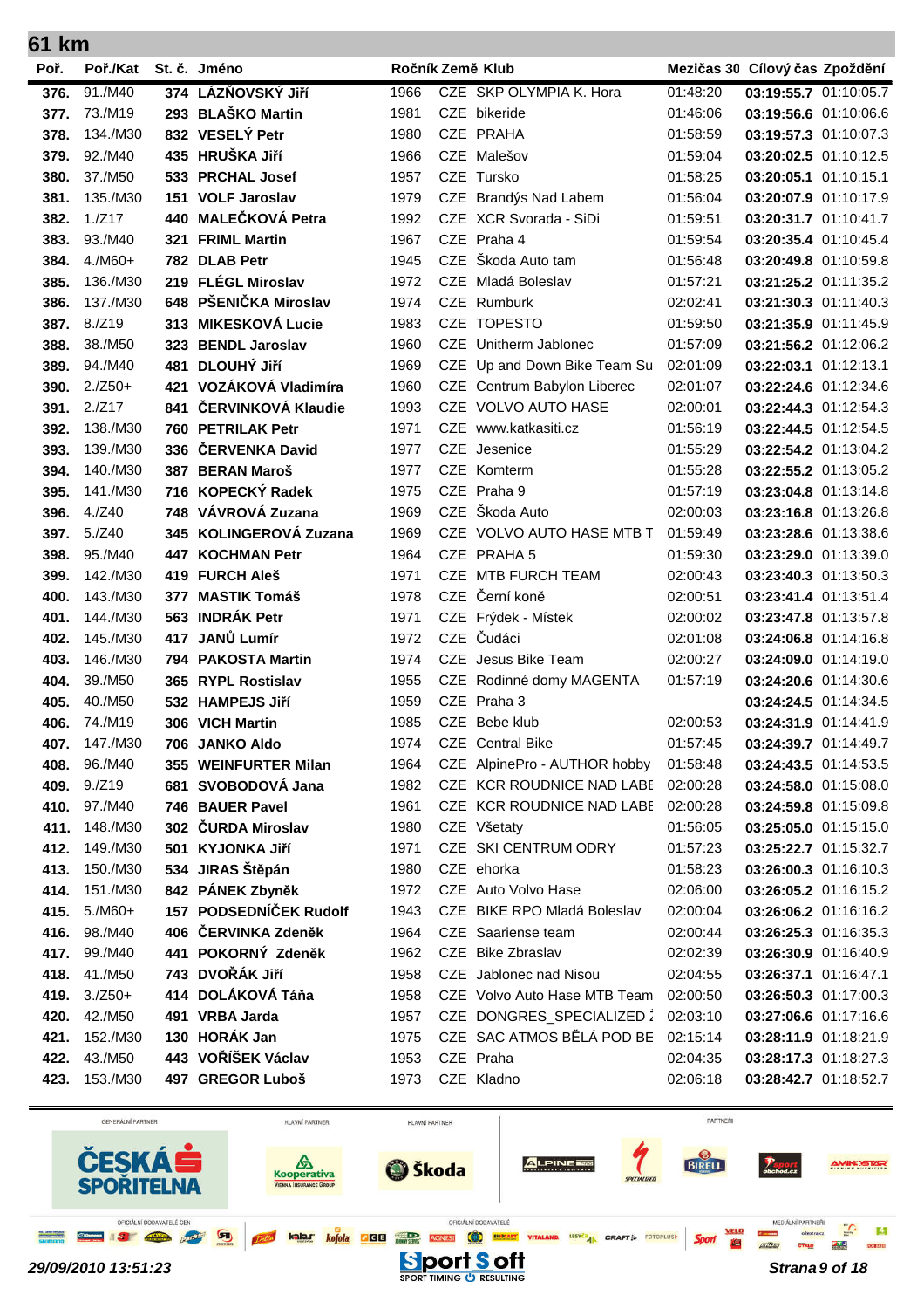## 61 km

| Poř. | Poř./Kat | St. č. | Jméno | Ročník | Země | Klub | Mezičas 30 | Cílový čas | Zpoždění |
|---|---|---|---|---|---|---|---|---|---|
| 376. | 91./M40 | 374 | LÁZŇOVSKÝ Jiří | 1966 | CZE | SKP OLYMPIA K. Hora | 01:48:20 | 03:19:55.7 | 01:10:05.7 |
| 377. | 73./M19 | 293 | BLAŠKO Martin | 1981 | CZE | bikeride | 01:46:06 | 03:19:56.6 | 01:10:06.6 |
| 378. | 134./M30 | 832 | VESELÝ Petr | 1980 | CZE | PRAHA | 01:58:59 | 03:19:57.3 | 01:10:07.3 |
| 379. | 92./M40 | 435 | HRUŠKA Jiří | 1966 | CZE | Malešov | 01:59:04 | 03:20:02.5 | 01:10:12.5 |
| 380. | 37./M50 | 533 | PRCHAL Josef | 1957 | CZE | Tursko | 01:58:25 | 03:20:05.1 | 01:10:15.1 |
| 381. | 135./M30 | 151 | VOLF Jaroslav | 1979 | CZE | Brandýs Nad Labem | 01:56:04 | 03:20:07.9 | 01:10:17.9 |
| 382. | 1./Z17 | 440 | MALEČKOVÁ Petra | 1992 | CZE | XCR Svorada - SiDi | 01:59:51 | 03:20:31.7 | 01:10:41.7 |
| 383. | 93./M40 | 321 | FRIML Martin | 1967 | CZE | Praha 4 | 01:59:54 | 03:20:35.4 | 01:10:45.4 |
| 384. | 4./M60+ | 782 | DLAB Petr | 1945 | CZE | Škoda Auto tam | 01:56:48 | 03:20:49.8 | 01:10:59.8 |
| 385. | 136./M30 | 219 | FLÉGL Miroslav | 1972 | CZE | Mladá Boleslav | 01:57:21 | 03:21:25.2 | 01:11:35.2 |
| 386. | 137./M30 | 648 | PŠENIČKA Miroslav | 1974 | CZE | Rumburk | 02:02:41 | 03:21:30.3 | 01:11:40.3 |
| 387. | 8./Z19 | 313 | MIKESKOVÁ Lucie | 1983 | CZE | TOPESTO | 01:59:50 | 03:21:35.9 | 01:11:45.9 |
| 388. | 38./M50 | 323 | BENDL Jaroslav | 1960 | CZE | Unitherm Jablonec | 01:57:09 | 03:21:56.2 | 01:12:06.2 |
| 389. | 94./M40 | 481 | DLOUHÝ Jiří | 1969 | CZE | Up and Down Bike Team Su | 02:01:09 | 03:22:03.1 | 01:12:13.1 |
| 390. | 2./Z50+ | 421 | VOZÁKOVÁ Vladimíra | 1960 | CZE | Centrum Babylon Liberec | 02:01:07 | 03:22:24.6 | 01:12:34.6 |
| 391. | 2./Z17 | 841 | ČERVINKOVÁ Klaudie | 1993 | CZE | VOLVO AUTO HASE | 02:00:01 | 03:22:44.3 | 01:12:54.3 |
| 392. | 138./M30 | 760 | PETRILAK Petr | 1971 | CZE | www.katkasiti.cz | 01:56:19 | 03:22:44.5 | 01:12:54.5 |
| 393. | 139./M30 | 336 | ČERVENKA David | 1977 | CZE | Jesenice | 01:55:29 | 03:22:54.2 | 01:13:04.2 |
| 394. | 140./M30 | 387 | BERAN Maroš | 1977 | CZE | Komterm | 01:55:28 | 03:22:55.2 | 01:13:05.2 |
| 395. | 141./M30 | 716 | KOPECKÝ Radek | 1975 | CZE | Praha 9 | 01:57:19 | 03:23:04.8 | 01:13:14.8 |
| 396. | 4./Z40 | 748 | VÁVROVÁ Zuzana | 1969 | CZE | Škoda Auto | 02:00:03 | 03:23:16.8 | 01:13:26.8 |
| 397. | 5./Z40 | 345 | KOLINGEROVÁ Zuzana | 1969 | CZE | VOLVO AUTO HASE MTB T | 01:59:49 | 03:23:28.6 | 01:13:38.6 |
| 398. | 95./M40 | 447 | KOCHMAN Petr | 1964 | CZE | PRAHA 5 | 01:59:30 | 03:23:29.0 | 01:13:39.0 |
| 399. | 142./M30 | 419 | FURCH Aleš | 1971 | CZE | MTB FURCH TEAM | 02:00:43 | 03:23:40.3 | 01:13:50.3 |
| 400. | 143./M30 | 377 | MASTIK Tomáš | 1978 | CZE | Černí koně | 02:00:51 | 03:23:41.4 | 01:13:51.4 |
| 401. | 144./M30 | 563 | INDRÁK Petr | 1971 | CZE | Frýdek - Místek | 02:00:02 | 03:23:47.8 | 01:13:57.8 |
| 402. | 145./M30 | 417 | JANŮ Lumír | 1972 | CZE | Čudáci | 02:01:08 | 03:24:06.8 | 01:14:16.8 |
| 403. | 146./M30 | 794 | PAKOSTA Martin | 1974 | CZE | Jesus Bike Team | 02:00:27 | 03:24:09.0 | 01:14:19.0 |
| 404. | 39./M50 | 365 | RYPL Rostislav | 1955 | CZE | Rodinné domy MAGENTA | 01:57:19 | 03:24:20.6 | 01:14:30.6 |
| 405. | 40./M50 | 532 | HAMPEJS Jiří | 1959 | CZE | Praha 3 | | 03:24:24.5 | 01:14:34.5 |
| 406. | 74./M19 | 306 | VICH Martin | 1985 | CZE | Bebe klub | 02:00:53 | 03:24:31.9 | 01:14:41.9 |
| 407. | 147./M30 | 706 | JANKO Aldo | 1974 | CZE | Central Bike | 01:57:45 | 03:24:39.7 | 01:14:49.7 |
| 408. | 96./M40 | 355 | WEINFURTER Milan | 1964 | CZE | AlpinePro - AUTHOR hobby | 01:58:48 | 03:24:43.5 | 01:14:53.5 |
| 409. | 9./Z19 | 681 | SVOBODOVÁ Jana | 1982 | CZE | KCR ROUDNICE NAD LABE | 02:00:28 | 03:24:58.0 | 01:15:08.0 |
| 410. | 97./M40 | 746 | BAUER Pavel | 1961 | CZE | KCR ROUDNICE NAD LABE | 02:00:28 | 03:24:59.8 | 01:15:09.8 |
| 411. | 148./M30 | 302 | ČURDA Miroslav | 1980 | CZE | Všetaty | 01:56:05 | 03:25:05.0 | 01:15:15.0 |
| 412. | 149./M30 | 501 | KYJONKA Jiří | 1971 | CZE | SKI CENTRUM ODRY | 01:57:23 | 03:25:22.7 | 01:15:32.7 |
| 413. | 150./M30 | 534 | JIRAS Štěpán | 1980 | CZE | ehorka | 01:58:23 | 03:26:00.3 | 01:16:10.3 |
| 414. | 151./M30 | 842 | PÁNEK Zbyněk | 1972 | CZE | Auto Volvo Hase | 02:06:00 | 03:26:05.2 | 01:16:15.2 |
| 415. | 5./M60+ | 157 | PODSEDNÍČEK Rudolf | 1943 | CZE | BIKE RPO Mladá Boleslav | 02:00:04 | 03:26:06.2 | 01:16:16.2 |
| 416. | 98./M40 | 406 | ČERVINKA Zdeněk | 1964 | CZE | Saariense team | 02:00:44 | 03:26:25.3 | 01:16:35.3 |
| 417. | 99./M40 | 441 | POKORNÝ Zdeněk | 1962 | CZE | Bike Zbraslav | 02:02:39 | 03:26:30.9 | 01:16:40.9 |
| 418. | 41./M50 | 743 | DVOŘÁK Jiří | 1958 | CZE | Jablonec nad Nisou | 02:04:55 | 03:26:37.1 | 01:16:47.1 |
| 419. | 3./Z50+ | 414 | DOLÁKOVÁ Táňa | 1958 | CZE | Volvo Auto Hase MTB Team | 02:00:50 | 03:26:50.3 | 01:17:00.3 |
| 420. | 42./M50 | 491 | VRBA Jarda | 1957 | CZE | DONGRES_SPECIALIZED | 02:03:10 | 03:27:06.6 | 01:17:16.6 |
| 421. | 152./M30 | 130 | HORÁK Jan | 1975 | CZE | SAC ATMOS BĚLÁ POD BE | 02:15:14 | 03:28:11.9 | 01:18:21.9 |
| 422. | 43./M50 | 443 | VOŘÍŠEK Václav | 1953 | CZE | Praha | 02:04:35 | 03:28:17.3 | 01:18:27.3 |
| 423. | 153./M30 | 497 | GREGOR Luboš | 1973 | CZE | Kladno | 02:06:18 | 03:28:42.7 | 01:18:52.7 |

29/09/2010 13:51:23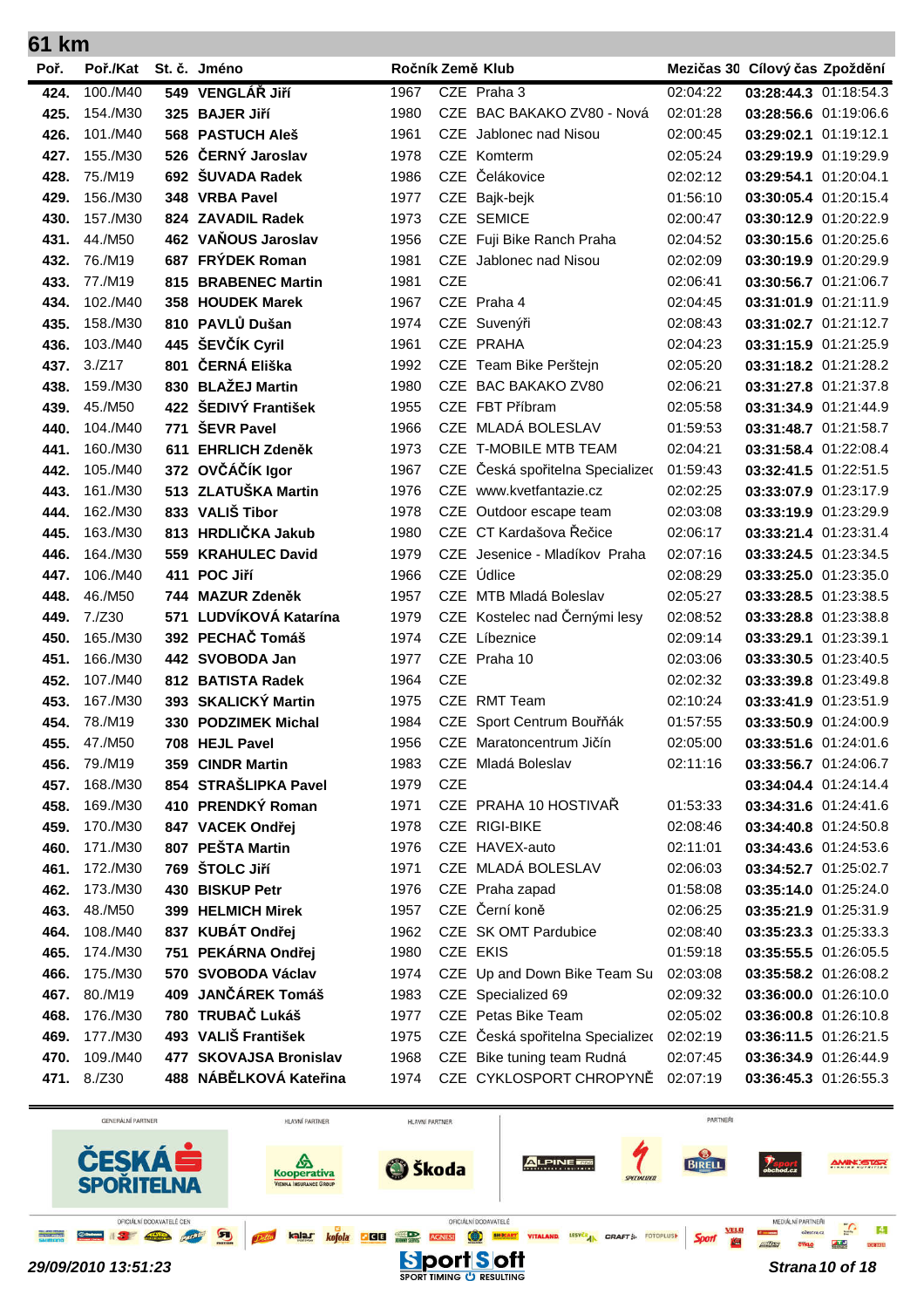## 61 km

| Poř. | Poř./Kat | St. č. | Jméno | Ročník | Země | Klub | Mezičas 30 | Cílový čas | Zpoždění |
|---|---|---|---|---|---|---|---|---|---|
| 424. | 100./M40 | 549 | VENGLÁŘ Jiří | 1967 | CZE | Praha 3 | 02:04:22 | 03:28:44.3 | 01:18:54.3 |
| 425. | 154./M30 | 325 | BAJER Jiří | 1980 | CZE | BAC BAKAKO ZV80 - Nová | 02:01:28 | 03:28:56.6 | 01:19:06.6 |
| 426. | 101./M40 | 568 | PASTUCH Aleš | 1961 | CZE | Jablonec nad Nisou | 02:00:45 | 03:29:02.1 | 01:19:12.1 |
| 427. | 155./M30 | 526 | ČERNÝ Jaroslav | 1978 | CZE | Komterm | 02:05:24 | 03:29:19.9 | 01:19:29.9 |
| 428. | 75./M19 | 692 | ŠUVADA Radek | 1986 | CZE | Čelákovice | 02:12:12 | 03:29:54.1 | 01:20:04.1 |
| 429. | 156./M30 | 348 | VRBA Pavel | 1977 | CZE | Bajk-bejk | 01:56:10 | 03:30:05.4 | 01:20:15.4 |
| 430. | 157./M30 | 824 | ZAVADIL Radek | 1973 | CZE | SEMICE | 02:00:47 | 03:30:12.9 | 01:20:22.9 |
| 431. | 44./M50 | 462 | VAŇOUS Jaroslav | 1956 | CZE | Fuji Bike Ranch Praha | 02:04:52 | 03:30:15.6 | 01:20:25.6 |
| 432. | 76./M19 | 687 | FRÝDEK Roman | 1981 | CZE | Jablonec nad Nisou | 02:02:09 | 03:30:19.9 | 01:20:29.9 |
| 433. | 77./M19 | 815 | BRABENEC Martin | 1981 | CZE | | 02:06:41 | 03:30:56.7 | 01:21:06.7 |
| 434. | 102./M40 | 358 | HOUDEK Marek | 1967 | CZE | Praha 4 | 02:04:45 | 03:31:01.9 | 01:21:11.9 |
| 435. | 158./M30 | 810 | PAVLŮ Dušan | 1974 | CZE | Suvenýři | 02:08:43 | 03:31:02.7 | 01:21:12.7 |
| 436. | 103./M40 | 445 | ŠEVČÍK Cyril | 1961 | CZE | PRAHA | 02:04:23 | 03:31:15.9 | 01:21:25.9 |
| 437. | 3./Z17 | 801 | ČERNÁ Eliška | 1992 | CZE | Team Bike Perštejn | 02:05:20 | 03:31:18.2 | 01:21:28.2 |
| 438. | 159./M30 | 830 | BLAŽEJ Martin | 1980 | CZE | BAC BAKAKO ZV80 | 02:06:21 | 03:31:27.8 | 01:21:37.8 |
| 439. | 45./M50 | 422 | ŠEDIVÝ František | 1955 | CZE | FBT Příbram | 02:05:58 | 03:31:34.9 | 01:21:44.9 |
| 440. | 104./M40 | 771 | ŠEVR Pavel | 1966 | CZE | MLADÁ BOLESLAV | 01:59:53 | 03:31:48.7 | 01:21:58.7 |
| 441. | 160./M30 | 611 | EHRLICH Zdeněk | 1973 | CZE | T-MOBILE MTB TEAM | 02:04:21 | 03:31:58.4 | 01:22:08.4 |
| 442. | 105./M40 | 372 | OVČÁČÍK Igor | 1967 | CZE | Česká spořitelna Specialized | 01:59:43 | 03:32:41.5 | 01:22:51.5 |
| 443. | 161./M30 | 513 | ZLATUŠKA Martin | 1976 | CZE | www.kvetfantazie.cz | 02:02:25 | 03:33:07.9 | 01:23:17.9 |
| 444. | 162./M30 | 833 | VALIŠ Tibor | 1978 | CZE | Outdoor escape team | 02:03:08 | 03:33:19.9 | 01:23:29.9 |
| 445. | 163./M30 | 813 | HRDLIČKA Jakub | 1980 | CZE | CT Kardašova Řečice | 02:06:17 | 03:33:21.4 | 01:23:31.4 |
| 446. | 164./M30 | 559 | KRAHULEC David | 1979 | CZE | Jesenice - Mladíkov Praha | 02:07:16 | 03:33:24.5 | 01:23:34.5 |
| 447. | 106./M40 | 411 | POC Jiří | 1966 | CZE | Údlice | 02:08:29 | 03:33:25.0 | 01:23:35.0 |
| 448. | 46./M50 | 744 | MAZUR Zdeněk | 1957 | CZE | MTB Mladá Boleslav | 02:05:27 | 03:33:28.5 | 01:23:38.5 |
| 449. | 7./Z30 | 571 | LUDVÍKOVÁ Katarína | 1979 | CZE | Kostelec nad Černými lesy | 02:08:52 | 03:33:28.8 | 01:23:38.8 |
| 450. | 165./M30 | 392 | PECHAČ Tomáš | 1974 | CZE | Líbeznice | 02:09:14 | 03:33:29.1 | 01:23:39.1 |
| 451. | 166./M30 | 442 | SVOBODA Jan | 1977 | CZE | Praha 10 | 02:03:06 | 03:33:30.5 | 01:23:40.5 |
| 452. | 107./M40 | 812 | BATISTA Radek | 1964 | CZE | | 02:02:32 | 03:33:39.8 | 01:23:49.8 |
| 453. | 167./M30 | 393 | SKALICKÝ Martin | 1975 | CZE | RMT Team | 02:10:24 | 03:33:41.9 | 01:23:51.9 |
| 454. | 78./M19 | 330 | PODZIMEK Michal | 1984 | CZE | Sport Centrum Bouřňák | 01:57:55 | 03:33:50.9 | 01:24:00.9 |
| 455. | 47./M50 | 708 | HEJL Pavel | 1956 | CZE | Maratoncentrum Jičín | 02:05:00 | 03:33:51.6 | 01:24:01.6 |
| 456. | 79./M19 | 359 | CINDR Martin | 1983 | CZE | Mladá Boleslav | 02:11:16 | 03:33:56.7 | 01:24:06.7 |
| 457. | 168./M30 | 854 | STRAŠLIPKA Pavel | 1979 | CZE | | | 03:34:04.4 | 01:24:14.4 |
| 458. | 169./M30 | 410 | PRENDKÝ Roman | 1971 | CZE | PRAHA 10 HOSTIVAŘ | 01:53:33 | 03:34:31.6 | 01:24:41.6 |
| 459. | 170./M30 | 847 | VACEK Ondřej | 1978 | CZE | RIGI-BIKE | 02:08:46 | 03:34:40.8 | 01:24:50.8 |
| 460. | 171./M30 | 807 | PEŠTA Martin | 1976 | CZE | HAVEX-auto | 02:11:01 | 03:34:43.6 | 01:24:53.6 |
| 461. | 172./M30 | 769 | ŠTOLC Jiří | 1971 | CZE | MLADÁ BOLESLAV | 02:06:03 | 03:34:52.7 | 01:25:02.7 |
| 462. | 173./M30 | 430 | BISKUP Petr | 1976 | CZE | Praha zapad | 01:58:08 | 03:35:14.0 | 01:25:24.0 |
| 463. | 48./M50 | 399 | HELMICH Mirek | 1957 | CZE | Černí koně | 02:06:25 | 03:35:21.9 | 01:25:31.9 |
| 464. | 108./M40 | 837 | KUBÁT Ondřej | 1962 | CZE | SK OMT Pardubice | 02:08:40 | 03:35:23.3 | 01:25:33.3 |
| 465. | 174./M30 | 751 | PEKÁRNA Ondřej | 1980 | CZE | EKIS | 01:59:18 | 03:35:55.5 | 01:26:05.5 |
| 466. | 175./M30 | 570 | SVOBODA Václav | 1974 | CZE | Up and Down Bike Team Su | 02:03:08 | 03:35:58.2 | 01:26:08.2 |
| 467. | 80./M19 | 409 | JANČÁREK Tomáš | 1983 | CZE | Specialized 69 | 02:09:32 | 03:36:00.0 | 01:26:10.0 |
| 468. | 176./M30 | 780 | TRUBAČ Lukáš | 1977 | CZE | Petas Bike Team | 02:05:02 | 03:36:00.8 | 01:26:10.8 |
| 469. | 177./M30 | 493 | VALIŠ František | 1975 | CZE | Česká spořitelna Specialized | 02:02:19 | 03:36:11.5 | 01:26:21.5 |
| 470. | 109./M40 | 477 | SKOVAJSA Bronislav | 1968 | CZE | Bike tuning team Rudná | 02:07:45 | 03:36:34.9 | 01:26:44.9 |
| 471. | 8./Z30 | 488 | NÁBĚLKOVÁ Kateřina | 1974 | CZE | CYKLOSPORT CHROPYNĚ | 02:07:19 | 03:36:45.3 | 01:26:55.3 |

*29/09/2010 13:51:23*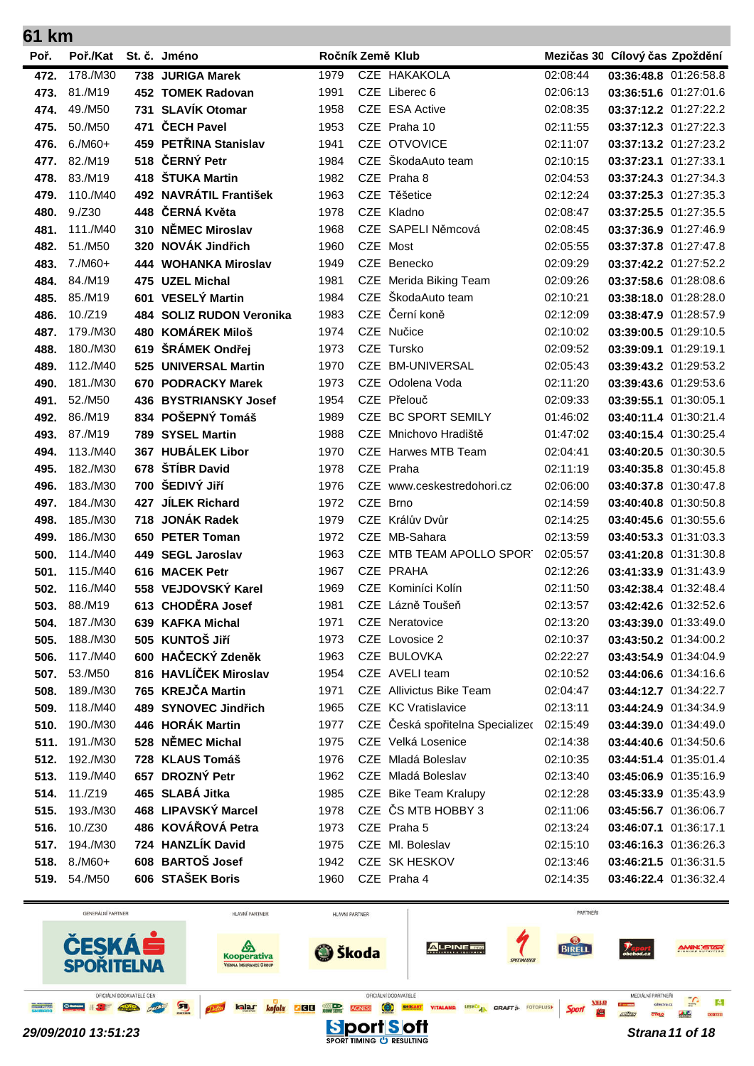# 61 km

| Poř. | Poř./Kat | St. č. | Jméno | Ročník | Země | Klub | Mezičas 30 | Cílový čas | Zpoždění |
|---|---|---|---|---|---|---|---|---|---|
| 472. | 178./M30 | 738 | JURIGA Marek | 1979 | CZE | HAKAKOLA | 02:08:44 | 03:36:48.8 | 01:26:58.8 |
| 473. | 81./M19 | 452 | TOMEK Radovan | 1991 | CZE | Liberec 6 | 02:06:13 | 03:36:51.6 | 01:27:01.6 |
| 474. | 49./M50 | 731 | SLAVÍK Otomar | 1958 | CZE | ESA Active | 02:08:35 | 03:37:12.2 | 01:27:22.2 |
| 475. | 50./M50 | 471 | ČECH Pavel | 1953 | CZE | Praha 10 | 02:11:55 | 03:37:12.3 | 01:27:22.3 |
| 476. | 6./M60+ | 459 | PETŘINA Stanislav | 1941 | CZE | OTVOVICE | 02:11:07 | 03:37:13.2 | 01:27:23.2 |
| 477. | 82./M19 | 518 | ČERNÝ Petr | 1984 | CZE | ŠkodaAuto team | 02:10:15 | 03:37:23.1 | 01:27:33.1 |
| 478. | 83./M19 | 418 | ŠTUKA Martin | 1982 | CZE | Praha 8 | 02:04:53 | 03:37:24.3 | 01:27:34.3 |
| 479. | 110./M40 | 492 | NAVRÁTIL František | 1963 | CZE | Těšetice | 02:12:24 | 03:37:25.3 | 01:27:35.3 |
| 480. | 9./Z30 | 448 | ČERNÁ Květa | 1978 | CZE | Kladno | 02:08:47 | 03:37:25.5 | 01:27:35.5 |
| 481. | 111./M40 | 310 | NĚMEC Miroslav | 1968 | CZE | SAPELI Němcová | 02:08:45 | 03:37:36.9 | 01:27:46.9 |
| 482. | 51./M50 | 320 | NOVÁK Jindřich | 1960 | CZE | Most | 02:05:55 | 03:37:37.8 | 01:27:47.8 |
| 483. | 7./M60+ | 444 | WOHANKA Miroslav | 1949 | CZE | Benecko | 02:09:29 | 03:37:42.2 | 01:27:52.2 |
| 484. | 84./M19 | 475 | UZEL Michal | 1981 | CZE | Merida Biking Team | 02:09:26 | 03:37:58.6 | 01:28:08.6 |
| 485. | 85./M19 | 601 | VESELÝ Martin | 1984 | CZE | ŠkodaAuto team | 02:10:21 | 03:38:18.0 | 01:28:28.0 |
| 486. | 10./Z19 | 484 | SOLIZ RUDON Veronika | 1983 | CZE | Černí koně | 02:12:09 | 03:38:47.9 | 01:28:57.9 |
| 487. | 179./M30 | 480 | KOMÁREK Miloš | 1974 | CZE | Nučice | 02:10:02 | 03:39:00.5 | 01:29:10.5 |
| 488. | 180./M30 | 619 | ŠRÁMEK Ondřej | 1973 | CZE | Tursko | 02:09:52 | 03:39:09.1 | 01:29:19.1 |
| 489. | 112./M40 | 525 | UNIVERSAL Martin | 1970 | CZE | BM-UNIVERSAL | 02:05:43 | 03:39:43.2 | 01:29:53.2 |
| 490. | 181./M30 | 670 | PODRACKY Marek | 1973 | CZE | Odolena Voda | 02:11:20 | 03:39:43.6 | 01:29:53.6 |
| 491. | 52./M50 | 436 | BYSTRIANSKY Josef | 1954 | CZE | Přelouč | 02:09:33 | 03:39:55.1 | 01:30:05.1 |
| 492. | 86./M19 | 834 | POŠEPNÝ Tomáš | 1989 | CZE | BC SPORT SEMILY | 01:46:02 | 03:40:11.4 | 01:30:21.4 |
| 493. | 87./M19 | 789 | SYSEL Martin | 1988 | CZE | Mnichovo Hradiště | 01:47:02 | 03:40:15.4 | 01:30:25.4 |
| 494. | 113./M40 | 367 | HUBÁLEK Libor | 1970 | CZE | Harwes MTB Team | 02:04:41 | 03:40:20.5 | 01:30:30.5 |
| 495. | 182./M30 | 678 | ŠTÍBR David | 1978 | CZE | Praha | 02:11:19 | 03:40:35.8 | 01:30:45.8 |
| 496. | 183./M30 | 700 | ŠEDIVÝ Jiří | 1976 | CZE | www.ceskestredohori.cz | 02:06:00 | 03:40:37.8 | 01:30:47.8 |
| 497. | 184./M30 | 427 | JÍLEK Richard | 1972 | CZE | Brno | 02:14:59 | 03:40:40.8 | 01:30:50.8 |
| 498. | 185./M30 | 718 | JONÁK Radek | 1979 | CZE | Králův Dvůr | 02:14:25 | 03:40:45.6 | 01:30:55.6 |
| 499. | 186./M30 | 650 | PETER Toman | 1972 | CZE | MB-Sahara | 02:13:59 | 03:40:53.3 | 01:31:03.3 |
| 500. | 114./M40 | 449 | SEGL Jaroslav | 1963 | CZE | MTB TEAM APOLLO SPOR | 02:05:57 | 03:41:20.8 | 01:31:30.8 |
| 501. | 115./M40 | 616 | MACEK Petr | 1967 | CZE | PRAHA | 02:12:26 | 03:41:33.9 | 01:31:43.9 |
| 502. | 116./M40 | 558 | VEJDOVSKÝ Karel | 1969 | CZE | Kominíci Kolín | 02:11:50 | 03:42:38.4 | 01:32:48.4 |
| 503. | 88./M19 | 613 | CHODĚRA Josef | 1981 | CZE | Lázně Toušeň | 02:13:57 | 03:42:42.6 | 01:32:52.6 |
| 504. | 187./M30 | 639 | KAFKA Michal | 1971 | CZE | Neratovice | 02:13:20 | 03:43:39.0 | 01:33:49.0 |
| 505. | 188./M30 | 505 | KUNTOŠ Jiří | 1973 | CZE | Lovosice 2 | 02:10:37 | 03:43:50.2 | 01:34:00.2 |
| 506. | 117./M40 | 600 | HAČECKÝ Zdeněk | 1963 | CZE | BULOVKA | 02:22:27 | 03:43:54.9 | 01:34:04.9 |
| 507. | 53./M50 | 816 | HAVLÍČEK Miroslav | 1954 | CZE | AVELI team | 02:10:52 | 03:44:06.6 | 01:34:16.6 |
| 508. | 189./M30 | 765 | KREJČA Martin | 1971 | CZE | Allivictus Bike Team | 02:04:47 | 03:44:12.7 | 01:34:22.7 |
| 509. | 118./M40 | 489 | SYNOVEC Jindřich | 1965 | CZE | KC Vratislavice | 02:13:11 | 03:44:24.9 | 01:34:34.9 |
| 510. | 190./M30 | 446 | HORÁK Martin | 1977 | CZE | Česká spořitelna Specialize | 02:15:49 | 03:44:39.0 | 01:34:49.0 |
| 511. | 191./M30 | 528 | NĚMEC Michal | 1975 | CZE | Velká Losenice | 02:14:38 | 03:44:40.6 | 01:34:50.6 |
| 512. | 192./M30 | 728 | KLAUS Tomáš | 1976 | CZE | Mladá Boleslav | 02:10:35 | 03:44:51.4 | 01:35:01.4 |
| 513. | 119./M40 | 657 | DROZNÝ Petr | 1962 | CZE | Mladá Boleslav | 02:13:40 | 03:45:06.9 | 01:35:16.9 |
| 514. | 11./Z19 | 465 | SLABÁ Jitka | 1985 | CZE | Bike Team Kralupy | 02:12:28 | 03:45:33.9 | 01:35:43.9 |
| 515. | 193./M30 | 468 | LIPAVSKÝ Marcel | 1978 | CZE | ČS MTB HOBBY 3 | 02:11:06 | 03:45:56.7 | 01:36:06.7 |
| 516. | 10./Z30 | 486 | KOVÁŘOVÁ Petra | 1973 | CZE | Praha 5 | 02:13:24 | 03:46:07.1 | 01:36:17.1 |
| 517. | 194./M30 | 724 | HANZLÍK David | 1975 | CZE | Ml. Boleslav | 02:15:10 | 03:46:16.3 | 01:36:26.3 |
| 518. | 8./M60+ | 608 | BARTOŠ Josef | 1942 | CZE | SK HESKOV | 02:13:46 | 03:46:21.5 | 01:36:31.5 |
| 519. | 54./M50 | 606 | STAŠEK Boris | 1960 | CZE | Praha 4 | 02:14:35 | 03:46:22.4 | 01:36:32.4 |

29/09/2010 13:51:23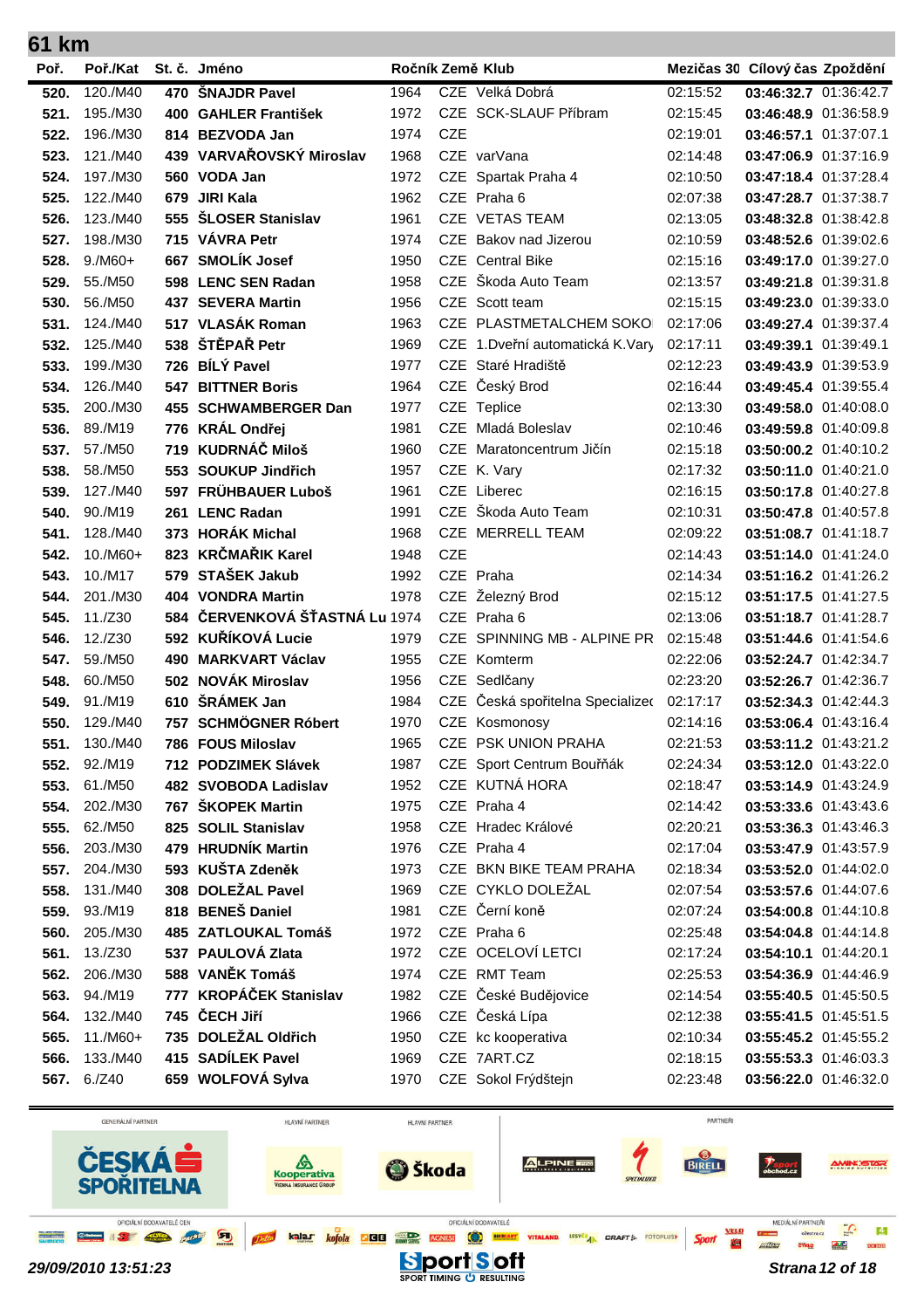## 61 km

| Poř. | Poř./Kat | St. č. | Jméno | Ročník | Země | Klub | Mezičas 30 | Cílový čas | Zpoždění |
|---|---|---|---|---|---|---|---|---|---|
| 520. | 120./M40 | 470 | ŠNAJDR Pavel | 1964 | CZE | Velká Dobrá | 02:15:52 | 03:46:32.7 | 01:36:42.7 |
| 521. | 195./M30 | 400 | GAHLER František | 1972 | CZE | SCK-SLAUF Příbram | 02:15:45 | 03:46:48.9 | 01:36:58.9 |
| 522. | 196./M30 | 814 | BEZVODA Jan | 1974 | CZE | | 02:19:01 | 03:46:57.1 | 01:37:07.1 |
| 523. | 121./M40 | 439 | VARVAŘOVSKÝ Miroslav | 1968 | CZE | varVana | 02:14:48 | 03:47:06.9 | 01:37:16.9 |
| 524. | 197./M30 | 560 | VODA Jan | 1972 | CZE | Spartak Praha 4 | 02:10:50 | 03:47:18.4 | 01:37:28.4 |
| 525. | 122./M40 | 679 | JIRI Kala | 1962 | CZE | Praha 6 | 02:07:38 | 03:47:28.7 | 01:37:38.7 |
| 526. | 123./M40 | 555 | ŠLOSER Stanislav | 1961 | CZE | VETAS TEAM | 02:13:05 | 03:48:32.8 | 01:38:42.8 |
| 527. | 198./M30 | 715 | VÁVRA Petr | 1974 | CZE | Bakov nad Jizerou | 02:10:59 | 03:48:52.6 | 01:39:02.6 |
| 528. | 9./M60+ | 667 | SMOLÍK Josef | 1950 | CZE | Central Bike | 02:15:16 | 03:49:17.0 | 01:39:27.0 |
| 529. | 55./M50 | 598 | LENC SEN Radan | 1958 | CZE | Škoda Auto Team | 02:13:57 | 03:49:21.8 | 01:39:31.8 |
| 530. | 56./M50 | 437 | SEVERA Martin | 1956 | CZE | Scott team | 02:15:15 | 03:49:23.0 | 01:39:33.0 |
| 531. | 124./M40 | 517 | VLASÁK Roman | 1963 | CZE | PLASTMETALCHEM SOKO | 02:17:06 | 03:49:27.4 | 01:39:37.4 |
| 532. | 125./M40 | 538 | ŠTĚPAŘ Petr | 1969 | CZE | 1.Dveřní automatická K.Vary | 02:17:11 | 03:49:39.1 | 01:39:49.1 |
| 533. | 199./M30 | 726 | BÍLÝ Pavel | 1977 | CZE | Staré Hradiště | 02:12:23 | 03:49:43.9 | 01:39:53.9 |
| 534. | 126./M40 | 547 | BITTNER Boris | 1964 | CZE | Český Brod | 02:16:44 | 03:49:45.4 | 01:39:55.4 |
| 535. | 200./M30 | 455 | SCHWAMBERGER Dan | 1977 | CZE | Teplice | 02:13:30 | 03:49:58.0 | 01:40:08.0 |
| 536. | 89./M19 | 776 | KRÁL Ondřej | 1981 | CZE | Mladá Boleslav | 02:10:46 | 03:49:59.8 | 01:40:09.8 |
| 537. | 57./M50 | 719 | KUDRNÁČ Miloš | 1960 | CZE | Maratoncentrum Jičín | 02:15:18 | 03:50:00.2 | 01:40:10.2 |
| 538. | 58./M50 | 553 | SOUKUP Jindřich | 1957 | CZE | K. Vary | 02:17:32 | 03:50:11.0 | 01:40:21.0 |
| 539. | 127./M40 | 597 | FRÜHBAUER Luboš | 1961 | CZE | Liberec | 02:16:15 | 03:50:17.8 | 01:40:27.8 |
| 540. | 90./M19 | 261 | LENC Radan | 1991 | CZE | Škoda Auto Team | 02:10:31 | 03:50:47.8 | 01:40:57.8 |
| 541. | 128./M40 | 373 | HORÁK Michal | 1968 | CZE | MERRELL TEAM | 02:09:22 | 03:51:08.7 | 01:41:18.7 |
| 542. | 10./M60+ | 823 | KRČMAŘIK Karel | 1948 | CZE | | 02:14:43 | 03:51:14.0 | 01:41:24.0 |
| 543. | 10./M17 | 579 | STAŠEK Jakub | 1992 | CZE | Praha | 02:14:34 | 03:51:16.2 | 01:41:26.2 |
| 544. | 201./M30 | 404 | VONDRA Martin | 1978 | CZE | Železný Brod | 02:15:12 | 03:51:17.5 | 01:41:27.5 |
| 545. | 11./Z30 | 584 | ČERVENKOVÁ ŠŤASTNÁ Lu | 1974 | CZE | Praha 6 | 02:13:06 | 03:51:18.7 | 01:41:28.7 |
| 546. | 12./Z30 | 592 | KUŘÍKOVÁ Lucie | 1979 | CZE | SPINNING MB - ALPINE PR | 02:15:48 | 03:51:44.6 | 01:41:54.6 |
| 547. | 59./M50 | 490 | MARKVART Václav | 1955 | CZE | Komterm | 02:22:06 | 03:52:24.7 | 01:42:34.7 |
| 548. | 60./M50 | 502 | NOVÁK Miroslav | 1956 | CZE | Sedlčany | 02:23:20 | 03:52:26.7 | 01:42:36.7 |
| 549. | 91./M19 | 610 | ŠRÁMEK Jan | 1984 | CZE | Česká spořitelna Specializec | 02:17:17 | 03:52:34.3 | 01:42:44.3 |
| 550. | 129./M40 | 757 | SCHMÖGNER Róbert | 1970 | CZE | Kosmonosy | 02:14:16 | 03:53:06.4 | 01:43:16.4 |
| 551. | 130./M40 | 786 | FOUS Miloslav | 1965 | CZE | PSK UNION PRAHA | 02:21:53 | 03:53:11.2 | 01:43:21.2 |
| 552. | 92./M19 | 712 | PODZIMEK Slávek | 1987 | CZE | Sport Centrum Bouřňák | 02:24:34 | 03:53:12.0 | 01:43:22.0 |
| 553. | 61./M50 | 482 | SVOBODA Ladislav | 1952 | CZE | KUTNÁ HORA | 02:18:47 | 03:53:14.9 | 01:43:24.9 |
| 554. | 202./M30 | 767 | ŠKOPEK Martin | 1975 | CZE | Praha 4 | 02:14:42 | 03:53:33.6 | 01:43:43.6 |
| 555. | 62./M50 | 825 | SOLIL Stanislav | 1958 | CZE | Hradec Králové | 02:20:21 | 03:53:36.3 | 01:43:46.3 |
| 556. | 203./M30 | 479 | HRUDNÍK Martin | 1976 | CZE | Praha 4 | 02:17:04 | 03:53:47.9 | 01:43:57.9 |
| 557. | 204./M30 | 593 | KUŠTA Zdeněk | 1973 | CZE | BKN BIKE TEAM PRAHA | 02:18:34 | 03:53:52.0 | 01:44:02.0 |
| 558. | 131./M40 | 308 | DOLEŽAL Pavel | 1969 | CZE | CYKLO DOLEŽAL | 02:07:54 | 03:53:57.6 | 01:44:07.6 |
| 559. | 93./M19 | 818 | BENEŠ Daniel | 1981 | CZE | Černí koně | 02:07:24 | 03:54:00.8 | 01:44:10.8 |
| 560. | 205./M30 | 485 | ZATLOUKAL Tomáš | 1972 | CZE | Praha 6 | 02:25:48 | 03:54:04.8 | 01:44:14.8 |
| 561. | 13./Z30 | 537 | PAULOVÁ Zlata | 1972 | CZE | OCELOVÍ LETCI | 02:17:24 | 03:54:10.1 | 01:44:20.1 |
| 562. | 206./M30 | 588 | VANĚK Tomáš | 1974 | CZE | RMT Team | 02:25:53 | 03:54:36.9 | 01:44:46.9 |
| 563. | 94./M19 | 777 | KROPÁČEK Stanislav | 1982 | CZE | České Budějovice | 02:14:54 | 03:55:40.5 | 01:45:50.5 |
| 564. | 132./M40 | 745 | ČECH Jiří | 1966 | CZE | Česká Lípa | 02:12:38 | 03:55:41.5 | 01:45:51.5 |
| 565. | 11./M60+ | 735 | DOLEŽAL Oldřich | 1950 | CZE | kc kooperativa | 02:10:34 | 03:55:45.2 | 01:45:55.2 |
| 566. | 133./M40 | 415 | SADÍLEK Pavel | 1969 | CZE | 7ART.CZ | 02:18:15 | 03:55:53.3 | 01:46:03.3 |
| 567. | 6./Z40 | 659 | WOLFOVÁ Sylva | 1970 | CZE | Sokol Frýdštejn | 02:23:48 | 03:56:22.0 | 01:46:32.0 |

29/09/2010 13:51:23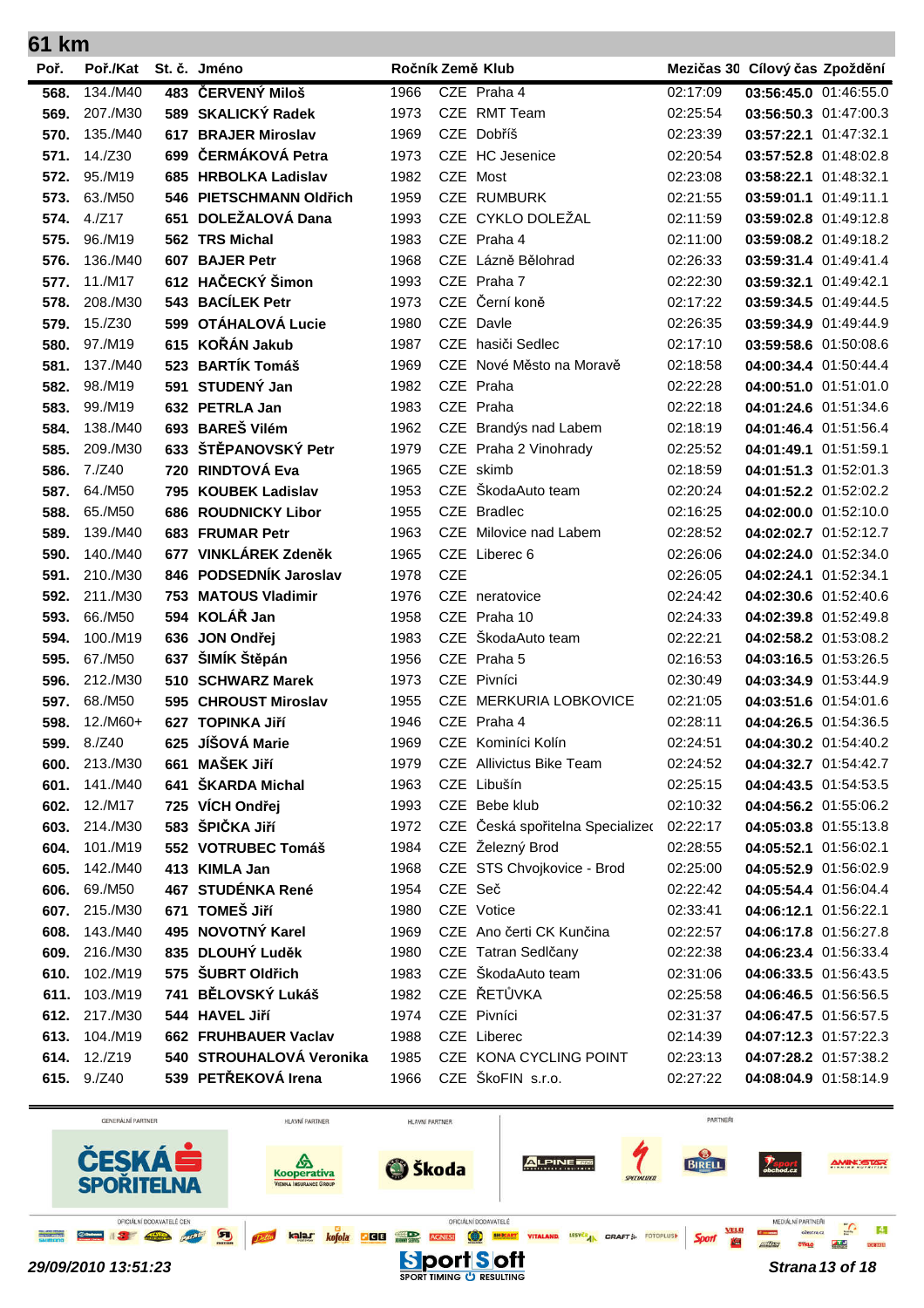## 61 km

| Poř. | Poř./Kat | St. č. | Jméno | Ročník | Země | Klub | Mezičas 30 | Cílový čas | Zpoždění |
|---|---|---|---|---|---|---|---|---|---|
| 568. | 134./M40 | 483 | ČERVENÝ Miloš | 1966 | CZE | Praha 4 | 02:17:09 | 03:56:45.0 | 01:46:55.0 |
| 569. | 207./M30 | 589 | SKALICKÝ Radek | 1973 | CZE | RMT Team | 02:25:54 | 03:56:50.3 | 01:47:00.3 |
| 570. | 135./M40 | 617 | BRAJER Miroslav | 1969 | CZE | Dobříš | 02:23:39 | 03:57:22.1 | 01:47:32.1 |
| 571. | 14./Z30 | 699 | ČERMÁKOVÁ Petra | 1973 | CZE | HC Jesenice | 02:20:54 | 03:57:52.8 | 01:48:02.8 |
| 572. | 95./M19 | 685 | HRBOLKA Ladislav | 1982 | CZE | Most | 02:23:08 | 03:58:22.1 | 01:48:32.1 |
| 573. | 63./M50 | 546 | PIETSCHMANN Oldřich | 1959 | CZE | RUMBURK | 02:21:55 | 03:59:01.1 | 01:49:11.1 |
| 574. | 4./Z17 | 651 | DOLEŽALOVÁ Dana | 1993 | CZE | CYKLO DOLEŽAL | 02:11:59 | 03:59:02.8 | 01:49:12.8 |
| 575. | 96./M19 | 562 | TRS Michal | 1983 | CZE | Praha 4 | 02:11:00 | 03:59:08.2 | 01:49:18.2 |
| 576. | 136./M40 | 607 | BAJER Petr | 1968 | CZE | Lázně Bělohrad | 02:26:33 | 03:59:31.4 | 01:49:41.4 |
| 577. | 11./M17 | 612 | HAČECKÝ Šimon | 1993 | CZE | Praha 7 | 02:22:30 | 03:59:32.1 | 01:49:42.1 |
| 578. | 208./M30 | 543 | BACÍLEK Petr | 1973 | CZE | Černí koně | 02:17:22 | 03:59:34.5 | 01:49:44.5 |
| 579. | 15./Z30 | 599 | OTÁHALOVÁ Lucie | 1980 | CZE | Davle | 02:26:35 | 03:59:34.9 | 01:49:44.9 |
| 580. | 97./M19 | 615 | KOŘÁN Jakub | 1987 | CZE | hasiči Sedlec | 02:17:10 | 03:59:58.6 | 01:50:08.6 |
| 581. | 137./M40 | 523 | BARTÍK Tomáš | 1969 | CZE | Nové Město na Moravě | 02:18:58 | 04:00:34.4 | 01:50:44.4 |
| 582. | 98./M19 | 591 | STUDENÝ Jan | 1982 | CZE | Praha | 02:22:28 | 04:00:51.0 | 01:51:01.0 |
| 583. | 99./M19 | 632 | PETRLA Jan | 1983 | CZE | Praha | 02:22:18 | 04:01:24.6 | 01:51:34.6 |
| 584. | 138./M40 | 693 | BAREŠ Vilém | 1962 | CZE | Brandýs nad Labem | 02:18:19 | 04:01:46.4 | 01:51:56.4 |
| 585. | 209./M30 | 633 | ŠTĚPANOVSKÝ Petr | 1979 | CZE | Praha 2 Vinohrady | 02:25:52 | 04:01:49.1 | 01:51:59.1 |
| 586. | 7./Z40 | 720 | RINDTOVÁ Eva | 1965 | CZE | skimb | 02:18:59 | 04:01:51.3 | 01:52:01.3 |
| 587. | 64./M50 | 795 | KOUBEK Ladislav | 1953 | CZE | ŠkodaAuto team | 02:20:24 | 04:01:52.2 | 01:52:02.2 |
| 588. | 65./M50 | 686 | ROUDNICKY Libor | 1955 | CZE | Bradlec | 02:16:25 | 04:02:00.0 | 01:52:10.0 |
| 589. | 139./M40 | 683 | FRUMAR Petr | 1963 | CZE | Milovice nad Labem | 02:28:52 | 04:02:02.7 | 01:52:12.7 |
| 590. | 140./M40 | 677 | VINKLÁREK Zdeněk | 1965 | CZE | Liberec 6 | 02:26:06 | 04:02:24.0 | 01:52:34.0 |
| 591. | 210./M30 | 846 | PODSEDNÍK Jaroslav | 1978 | CZE | | 02:26:05 | 04:02:24.1 | 01:52:34.1 |
| 592. | 211./M30 | 753 | MATOUS Vladimir | 1976 | CZE | neratovice | 02:24:42 | 04:02:30.6 | 01:52:40.6 |
| 593. | 66./M50 | 594 | KOLÁŘ Jan | 1958 | CZE | Praha 10 | 02:24:33 | 04:02:39.8 | 01:52:49.8 |
| 594. | 100./M19 | 636 | JON Ondřej | 1983 | CZE | ŠkodaAuto team | 02:22:21 | 04:02:58.2 | 01:53:08.2 |
| 595. | 67./M50 | 637 | ŠIMÍK Štěpán | 1956 | CZE | Praha 5 | 02:16:53 | 04:03:16.5 | 01:53:26.5 |
| 596. | 212./M30 | 510 | SCHWARZ Marek | 1973 | CZE | Pivníci | 02:30:49 | 04:03:34.9 | 01:53:44.9 |
| 597. | 68./M50 | 595 | CHROUST Miroslav | 1955 | CZE | MERKURIA LOBKOVICE | 02:21:05 | 04:03:51.6 | 01:54:01.6 |
| 598. | 12./M60+ | 627 | TOPINKA Jiří | 1946 | CZE | Praha 4 | 02:28:11 | 04:04:26.5 | 01:54:36.5 |
| 599. | 8./Z40 | 625 | JÍŠOVÁ Marie | 1969 | CZE | Kominíci Kolín | 02:24:51 | 04:04:30.2 | 01:54:40.2 |
| 600. | 213./M30 | 661 | MAŠEK Jiří | 1979 | CZE | Allivictus Bike Team | 02:24:52 | 04:04:32.7 | 01:54:42.7 |
| 601. | 141./M40 | 641 | ŠKARDA Michal | 1963 | CZE | Libušín | 02:25:15 | 04:04:43.5 | 01:54:53.5 |
| 602. | 12./M17 | 725 | VÍCH Ondřej | 1993 | CZE | Bebe klub | 02:10:32 | 04:04:56.2 | 01:55:06.2 |
| 603. | 214./M30 | 583 | ŠPIČKA Jiří | 1972 | CZE | Česká spořitelna Specialized | 02:22:17 | 04:05:03.8 | 01:55:13.8 |
| 604. | 101./M19 | 552 | VOTRUBEC Tomáš | 1984 | CZE | Železný Brod | 02:28:55 | 04:05:52.1 | 01:56:02.1 |
| 605. | 142./M40 | 413 | KIMLA Jan | 1968 | CZE | STS Chvojkovice - Brod | 02:25:00 | 04:05:52.9 | 01:56:02.9 |
| 606. | 69./M50 | 467 | STUDÉNKA René | 1954 | CZE | Seč | 02:22:42 | 04:05:54.4 | 01:56:04.4 |
| 607. | 215./M30 | 671 | TOMEŠ Jiří | 1980 | CZE | Votice | 02:33:41 | 04:06:12.1 | 01:56:22.1 |
| 608. | 143./M40 | 495 | NOVOTNÝ Karel | 1969 | CZE | Ano čerti CK Kunčina | 02:22:57 | 04:06:17.8 | 01:56:27.8 |
| 609. | 216./M30 | 835 | DLOUHÝ Luděk | 1980 | CZE | Tatran Sedlčany | 02:22:38 | 04:06:23.4 | 01:56:33.4 |
| 610. | 102./M19 | 575 | ŠUBRT Oldřich | 1983 | CZE | ŠkodaAuto team | 02:31:06 | 04:06:33.5 | 01:56:43.5 |
| 611. | 103./M19 | 741 | BĚLOVSKÝ Lukáš | 1982 | CZE | ŘETŮVKA | 02:25:58 | 04:06:46.5 | 01:56:56.5 |
| 612. | 217./M30 | 544 | HAVEL Jiří | 1974 | CZE | Pivníci | 02:31:37 | 04:06:47.5 | 01:56:57.5 |
| 613. | 104./M19 | 662 | FRUHBAUER Vaclav | 1988 | CZE | Liberec | 02:14:39 | 04:07:12.3 | 01:57:22.3 |
| 614. | 12./Z19 | 540 | STROUHALOVÁ Veronika | 1985 | CZE | KONA CYCLING POINT | 02:23:13 | 04:07:28.2 | 01:57:38.2 |
| 615. | 9./Z40 | 539 | PETŘEKOVÁ Irena | 1966 | CZE | ŠkoFIN s.r.o. | 02:27:22 | 04:08:04.9 | 01:58:14.9 |

29/09/2010 13:51:23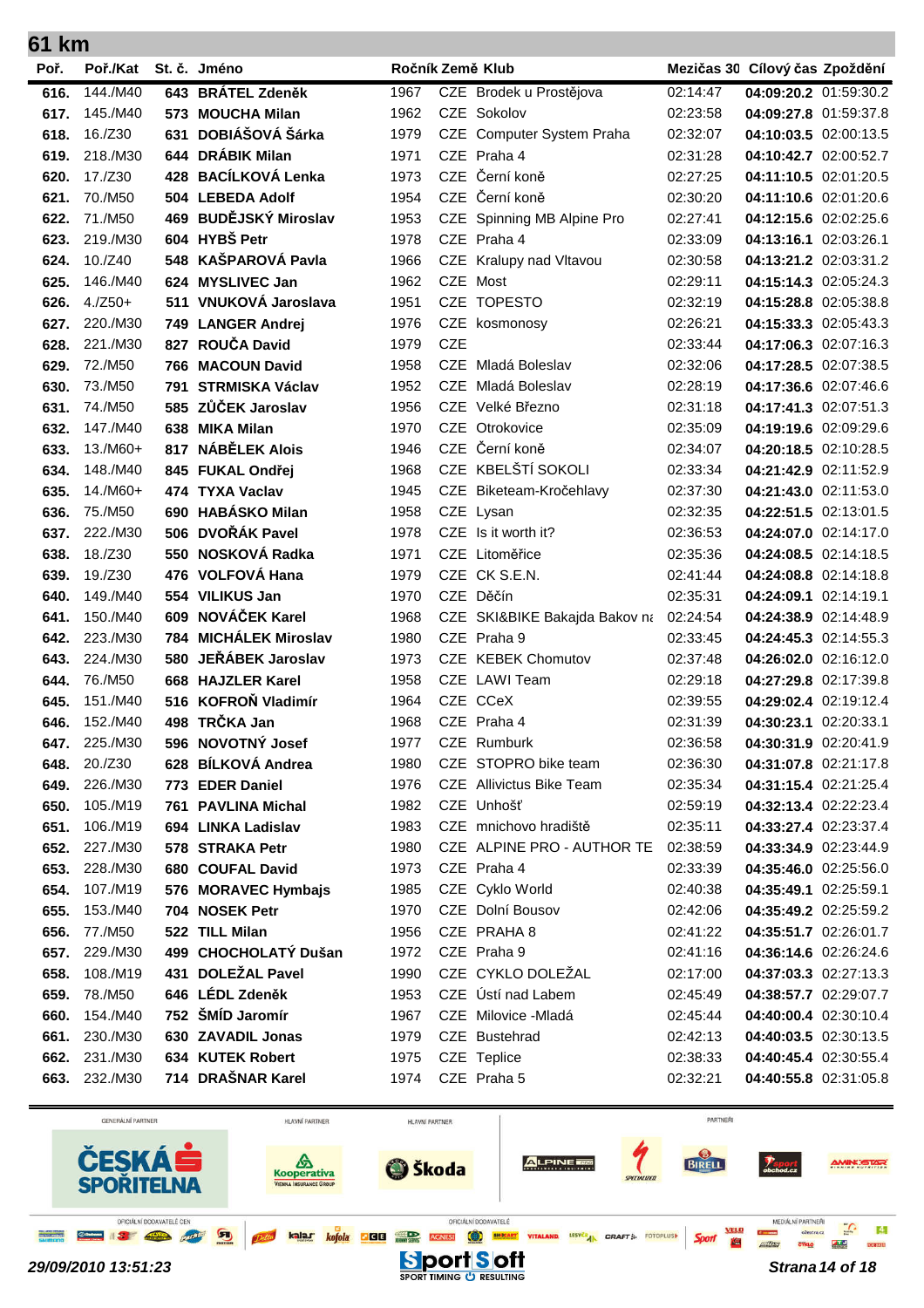## 61 km

| Poř. | Poř./Kat | St. č. | Jméno | Ročník | Země | Klub | Mezičas 30 | Cílový čas | Zpoždění |
|---|---|---|---|---|---|---|---|---|---|
| 616. | 144./M40 | 643 | BRÁTEL Zdeněk | 1967 | CZE | Brodek u Prostějova | 02:14:47 | 04:09:20.2 | 01:59:30.2 |
| 617. | 145./M40 | 573 | MOUCHA Milan | 1962 | CZE | Sokolov | 02:23:58 | 04:09:27.8 | 01:59:37.8 |
| 618. | 16./Z30 | 631 | DOBIÁŠOVÁ Šárka | 1979 | CZE | Computer System Praha | 02:32:07 | 04:10:03.5 | 02:00:13.5 |
| 619. | 218./M30 | 644 | DRÁBIK Milan | 1971 | CZE | Praha 4 | 02:31:28 | 04:10:42.7 | 02:00:52.7 |
| 620. | 17./Z30 | 428 | BACÍLKOVÁ Lenka | 1973 | CZE | Černí koně | 02:27:25 | 04:11:10.5 | 02:01:20.5 |
| 621. | 70./M50 | 504 | LEBEDA Adolf | 1954 | CZE | Černí koně | 02:30:20 | 04:11:10.6 | 02:01:20.6 |
| 622. | 71./M50 | 469 | BUDĚJSKÝ Miroslav | 1953 | CZE | Spinning MB Alpine Pro | 02:27:41 | 04:12:15.6 | 02:02:25.6 |
| 623. | 219./M30 | 604 | HYBŠ Petr | 1978 | CZE | Praha 4 | 02:33:09 | 04:13:16.1 | 02:03:26.1 |
| 624. | 10./Z40 | 548 | KAŠPAROVÁ Pavla | 1966 | CZE | Kralupy nad Vltavou | 02:30:58 | 04:13:21.2 | 02:03:31.2 |
| 625. | 146./M40 | 624 | MYSLIVEC Jan | 1962 | CZE | Most | 02:29:11 | 04:15:14.3 | 02:05:24.3 |
| 626. | 4./Z50+ | 511 | VNUKOVÁ Jaroslava | 1951 | CZE | TOPESTO | 02:32:19 | 04:15:28.8 | 02:05:38.8 |
| 627. | 220./M30 | 749 | LANGER Andrej | 1976 | CZE | kosmonosy | 02:26:21 | 04:15:33.3 | 02:05:43.3 |
| 628. | 221./M30 | 827 | ROUČA David | 1979 | CZE | | 02:33:44 | 04:17:06.3 | 02:07:16.3 |
| 629. | 72./M50 | 766 | MACOUN David | 1958 | CZE | Mladá Boleslav | 02:32:06 | 04:17:28.5 | 02:07:38.5 |
| 630. | 73./M50 | 791 | STRMISKA Václav | 1952 | CZE | Mladá Boleslav | 02:28:19 | 04:17:36.6 | 02:07:46.6 |
| 631. | 74./M50 | 585 | ZŮČEK Jaroslav | 1956 | CZE | Velké Březno | 02:31:18 | 04:17:41.3 | 02:07:51.3 |
| 632. | 147./M40 | 638 | MIKA Milan | 1970 | CZE | Otrokovice | 02:35:09 | 04:19:19.6 | 02:09:29.6 |
| 633. | 13./M60+ | 817 | NÁBĚLEK Alois | 1946 | CZE | Černí koně | 02:34:07 | 04:20:18.5 | 02:10:28.5 |
| 634. | 148./M40 | 845 | FUKAL Ondřej | 1968 | CZE | KBELSTÍ SOKOLI | 02:33:34 | 04:21:42.9 | 02:11:52.9 |
| 635. | 14./M60+ | 474 | TYXA Vaclav | 1945 | CZE | Biketeam-Kročehlavy | 02:37:30 | 04:21:43.0 | 02:11:53.0 |
| 636. | 75./M50 | 690 | HABÁSKO Milan | 1958 | CZE | Lysan | 02:32:35 | 04:22:51.5 | 02:13:01.5 |
| 637. | 222./M30 | 506 | DVOŘÁK Pavel | 1978 | CZE | Is it worth it? | 02:36:53 | 04:24:07.0 | 02:14:17.0 |
| 638. | 18./Z30 | 550 | NOSKOVÁ Radka | 1971 | CZE | Litoměřice | 02:35:36 | 04:24:08.5 | 02:14:18.5 |
| 639. | 19./Z30 | 476 | VOLFOVÁ Hana | 1979 | CZE | CK S.E.N. | 02:41:44 | 04:24:08.8 | 02:14:18.8 |
| 640. | 149./M40 | 554 | VILIKUS Jan | 1970 | CZE | Děčín | 02:35:31 | 04:24:09.1 | 02:14:19.1 |
| 641. | 150./M40 | 609 | NOVÁČEK Karel | 1968 | CZE | SKI&BIKE Bakajda Bakov na | 02:24:54 | 04:24:38.9 | 02:14:48.9 |
| 642. | 223./M30 | 784 | MICHÁLEK Miroslav | 1980 | CZE | Praha 9 | 02:33:45 | 04:24:45.3 | 02:14:55.3 |
| 643. | 224./M30 | 580 | JEŘÁBEK Jaroslav | 1973 | CZE | KEBEK Chomutov | 02:37:48 | 04:26:02.0 | 02:16:12.0 |
| 644. | 76./M50 | 668 | HAJZLER Karel | 1958 | CZE | LAWI Team | 02:29:18 | 04:27:29.8 | 02:17:39.8 |
| 645. | 151./M40 | 516 | KOFROŇ Vladimír | 1964 | CZE | CCeX | 02:39:55 | 04:29:02.4 | 02:19:12.4 |
| 646. | 152./M40 | 498 | TRČKA Jan | 1968 | CZE | Praha 4 | 02:31:39 | 04:30:23.1 | 02:20:33.1 |
| 647. | 225./M30 | 596 | NOVOTNÝ Josef | 1977 | CZE | Rumburk | 02:36:58 | 04:30:31.9 | 02:20:41.9 |
| 648. | 20./Z30 | 628 | BÍLKOVÁ Andrea | 1980 | CZE | STOPRO bike team | 02:36:30 | 04:31:07.8 | 02:21:17.8 |
| 649. | 226./M30 | 773 | EDER Daniel | 1976 | CZE | Allivictus Bike Team | 02:35:34 | 04:31:15.4 | 02:21:25.4 |
| 650. | 105./M19 | 761 | PAVLINA Michal | 1982 | CZE | Unhošť | 02:59:19 | 04:32:13.4 | 02:22:23.4 |
| 651. | 106./M19 | 694 | LINKA Ladislav | 1983 | CZE | mnichovo hradiště | 02:35:11 | 04:33:27.4 | 02:23:37.4 |
| 652. | 227./M30 | 578 | STRAKA Petr | 1980 | CZE | ALPINE PRO - AUTHOR TE | 02:38:59 | 04:33:34.9 | 02:23:44.9 |
| 653. | 228./M30 | 680 | COUFAL David | 1973 | CZE | Praha 4 | 02:33:39 | 04:35:46.0 | 02:25:56.0 |
| 654. | 107./M19 | 576 | MORAVEC Hymbajs | 1985 | CZE | Cyklo World | 02:40:38 | 04:35:49.1 | 02:25:59.1 |
| 655. | 153./M40 | 704 | NOSEK Petr | 1970 | CZE | Dolní Bousov | 02:42:06 | 04:35:49.2 | 02:25:59.2 |
| 656. | 77./M50 | 522 | TILL Milan | 1956 | CZE | PRAHA 8 | 02:41:22 | 04:35:51.7 | 02:26:01.7 |
| 657. | 229./M30 | 499 | CHOCHOLATÝ Dušan | 1972 | CZE | Praha 9 | 02:41:16 | 04:36:14.6 | 02:26:24.6 |
| 658. | 108./M19 | 431 | DOLEŽAL Pavel | 1990 | CZE | CYKLO DOLEŽAL | 02:17:00 | 04:37:03.3 | 02:27:13.3 |
| 659. | 78./M50 | 646 | LÉDL Zdeněk | 1953 | CZE | Ústí nad Labem | 02:45:49 | 04:38:57.7 | 02:29:07.7 |
| 660. | 154./M40 | 752 | ŠMÍD Jaromír | 1967 | CZE | Milovice -Mladá | 02:45:44 | 04:40:00.4 | 02:30:10.4 |
| 661. | 230./M30 | 630 | ZAVADIL Jonas | 1979 | CZE | Bustehrad | 02:42:13 | 04:40:03.5 | 02:30:13.5 |
| 662. | 231./M30 | 634 | KUTEK Robert | 1975 | CZE | Teplice | 02:38:33 | 04:40:45.4 | 02:30:55.4 |
| 663. | 232./M30 | 714 | DRAŠNAR Karel | 1974 | CZE | Praha 5 | 02:32:21 | 04:40:55.8 | 02:31:05.8 |

29/09/2010 13:51:23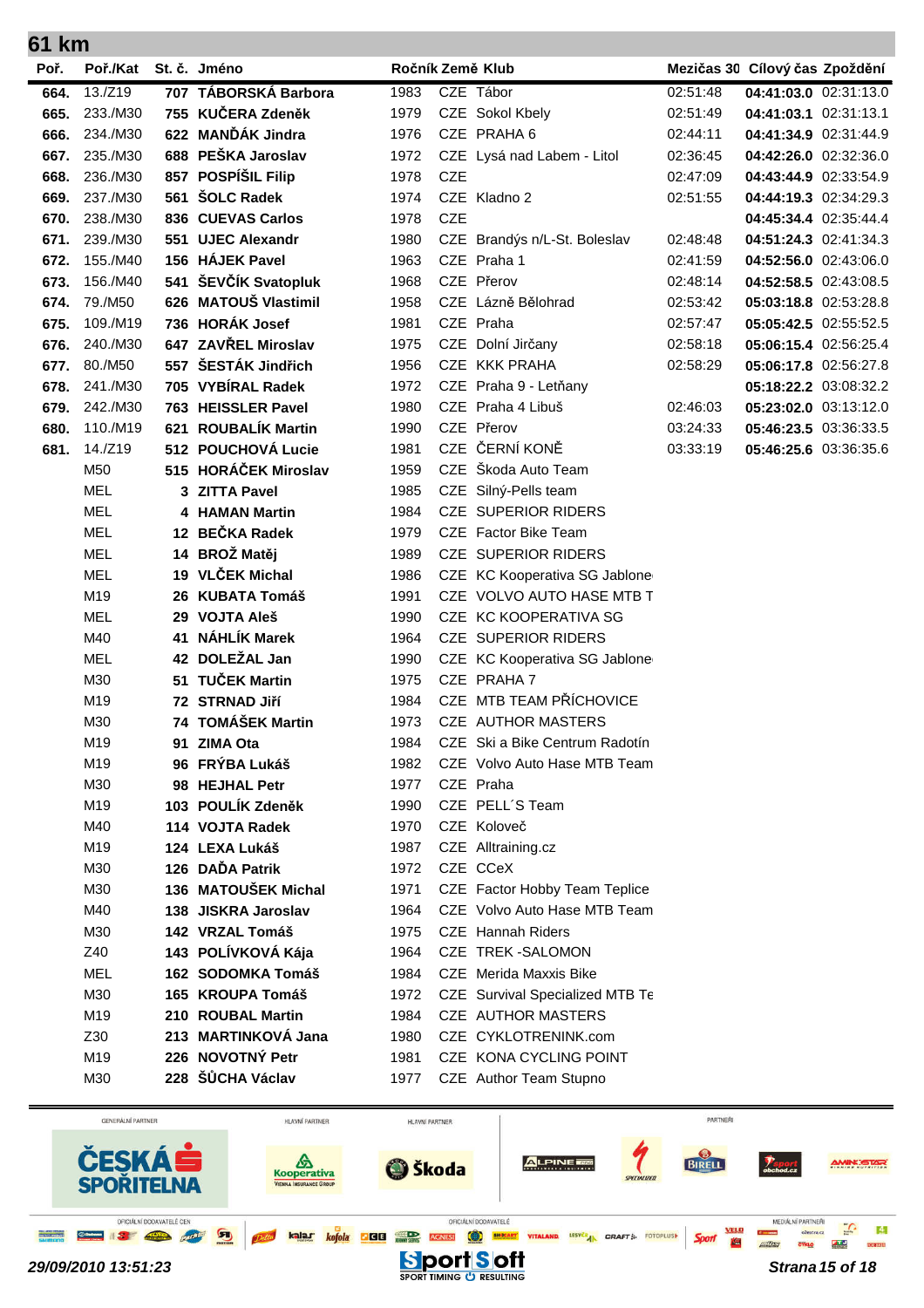## 61 km

| Poř. | Poř./Kat | St. č. | Jméno | Ročník | Země | Klub | Mezičas 30 | Cílový čas | Zpoždění |
|---|---|---|---|---|---|---|---|---|---|
| 664. | 13./Z19 | 707 | **TÁBORSKÁ Barbora** | 1983 | CZE | Tábor | 02:51:48 | **04:41:03.0** | 02:31:13.0 |
| 665. | 233./M30 | 755 | **KUČERA Zdeněk** | 1979 | CZE | Sokol Kbely | 02:51:49 | **04:41:03.1** | 02:31:13.1 |
| 666. | 234./M30 | 622 | **MANĎÁK Jindra** | 1976 | CZE | PRAHA 6 | 02:44:11 | **04:41:34.9** | 02:31:44.9 |
| 667. | 235./M30 | 688 | **PEŠKA Jaroslav** | 1972 | CZE | Lysá nad Labem - Litol | 02:36:45 | **04:42:26.0** | 02:32:36.0 |
| 668. | 236./M30 | 857 | **POSPÍŠIL Filip** | 1978 | CZE | | 02:47:09 | **04:43:44.9** | 02:33:54.9 |
| 669. | 237./M30 | 561 | **ŠOLC Radek** | 1974 | CZE | Kladno 2 | 02:51:55 | **04:44:19.3** | 02:34:29.3 |
| 670. | 238./M30 | 836 | **CUEVAS Carlos** | 1978 | CZE | | | **04:45:34.4** | 02:35:44.4 |
| 671. | 239./M30 | 551 | **UJEC Alexandr** | 1980 | CZE | Brandýs n/L-St. Boleslav | 02:48:48 | **04:51:24.3** | 02:41:34.3 |
| 672. | 155./M40 | 156 | **HÁJEK Pavel** | 1963 | CZE | Praha 1 | 02:41:59 | **04:52:56.0** | 02:43:06.0 |
| 673. | 156./M40 | 541 | **ŠEVČÍK Svatopluk** | 1968 | CZE | Přerov | 02:48:14 | **04:52:58.5** | 02:43:08.5 |
| 674. | 79./M50 | 626 | **MATOUŠ Vlastimil** | 1958 | CZE | Lázně Bělohrad | 02:53:42 | **05:03:18.8** | 02:53:28.8 |
| 675. | 109./M19 | 736 | **HORÁK Josef** | 1981 | CZE | Praha | 02:57:47 | **05:05:42.5** | 02:55:52.5 |
| 676. | 240./M30 | 647 | **ZAVŘEL Miroslav** | 1975 | CZE | Dolní Jirčany | 02:58:18 | **05:06:15.4** | 02:56:25.4 |
| 677. | 80./M50 | 557 | **ŠESTÁK Jindřich** | 1956 | CZE | KKK PRAHA | 02:58:29 | **05:06:17.8** | 02:56:27.8 |
| 678. | 241./M30 | 705 | **VYBÍRAL Radek** | 1972 | CZE | Praha 9 - Letňany | | **05:18:22.2** | 03:08:32.2 |
| 679. | 242./M30 | 763 | **HEISSLER Pavel** | 1980 | CZE | Praha 4 Libuš | 02:46:03 | **05:23:02.0** | 03:13:12.0 |
| 680. | 110./M19 | 621 | **ROUBALÍK Martin** | 1990 | CZE | Přerov | 03:24:33 | **05:46:23.5** | 03:36:33.5 |
| 681. | 14./Z19 | 512 | **POUCHOVÁ Lucie** | 1981 | CZE | ČERNÍ KONĚ | 03:33:19 | **05:46:25.6** | 03:36:35.6 |
| | M50 | 515 | **HORÁČEK Miroslav** | 1959 | CZE | Škoda Auto Team | | | |
| | MEL | 3 | **ZITTA Pavel** | 1985 | CZE | Silný-Pells team | | | |
| | MEL | 4 | **HAMAN Martin** | 1984 | CZE | SUPERIOR RIDERS | | | |
| | MEL | 12 | **BEČKA Radek** | 1979 | CZE | Factor Bike Team | | | |
| | MEL | 14 | **BROŽ Matěj** | 1989 | CZE | SUPERIOR RIDERS | | | |
| | MEL | 19 | **VLČEK Michal** | 1986 | CZE | KC Kooperativa SG Jablone | | | |
| | M19 | 26 | **KUBATA Tomáš** | 1991 | CZE | VOLVO AUTO HASE MTB T | | | |
| | MEL | 29 | **VOJTA Aleš** | 1990 | CZE | KC KOOPERATIVA SG | | | |
| | M40 | 41 | **NÁHLÍK Marek** | 1964 | CZE | SUPERIOR RIDERS | | | |
| | MEL | 42 | **DOLEŽAL Jan** | 1990 | CZE | KC Kooperativa SG Jablone | | | |
| | M30 | 51 | **TUČEK Martin** | 1975 | CZE | PRAHA 7 | | | |
| | M19 | 72 | **STRNAD Jiří** | 1984 | CZE | MTB TEAM PŘÍCHOVICE | | | |
| | M30 | 74 | **TOMÁŠEK Martin** | 1973 | CZE | AUTHOR MASTERS | | | |
| | M19 | 91 | **ZIMA Ota** | 1984 | CZE | Ski a Bike Centrum Radotín | | | |
| | M19 | 96 | **FRÝBA Lukáš** | 1982 | CZE | Volvo Auto Hase MTB Team | | | |
| | M30 | 98 | **HEJHAL Petr** | 1977 | CZE | Praha | | | |
| | M19 | 103 | **POULÍK Zdeněk** | 1990 | CZE | PELL´S Team | | | |
| | M40 | 114 | **VOJTA Radek** | 1970 | CZE | Koloveč | | | |
| | M19 | 124 | **LEXA Lukáš** | 1987 | CZE | Alltraining.cz | | | |
| | M30 | 126 | **DAĎA Patrik** | 1972 | CZE | CCeX | | | |
| | M30 | 136 | **MATOUŠEK Michal** | 1971 | CZE | Factor Hobby Team Teplice | | | |
| | M40 | 138 | **JISKRA Jaroslav** | 1964 | CZE | Volvo Auto Hase MTB Team | | | |
| | M30 | 142 | **VRZAL Tomáš** | 1975 | CZE | Hannah Riders | | | |
| | Z40 | 143 | **POLÍVKOVÁ Kája** | 1964 | CZE | TREK -SALOMON | | | |
| | MEL | 162 | **SODOMKA Tomáš** | 1984 | CZE | Merida Maxxis Bike | | | |
| | M30 | 165 | **KROUPA Tomáš** | 1972 | CZE | Survival Specialized MTB Te | | | |
| | M19 | 210 | **ROUBAL Martin** | 1984 | CZE | AUTHOR MASTERS | | | |
| | Z30 | 213 | **MARTINKOVÁ Jana** | 1980 | CZE | CYKLOTRENINK.com | | | |
| | M19 | 226 | **NOVOTNÝ Petr** | 1981 | CZE | KONA CYCLING POINT | | | |
| | M30 | 228 | **ŠŮCHA Václav** | 1977 | CZE | Author Team Stupno | | | |

*29/09/2010 13:51:23*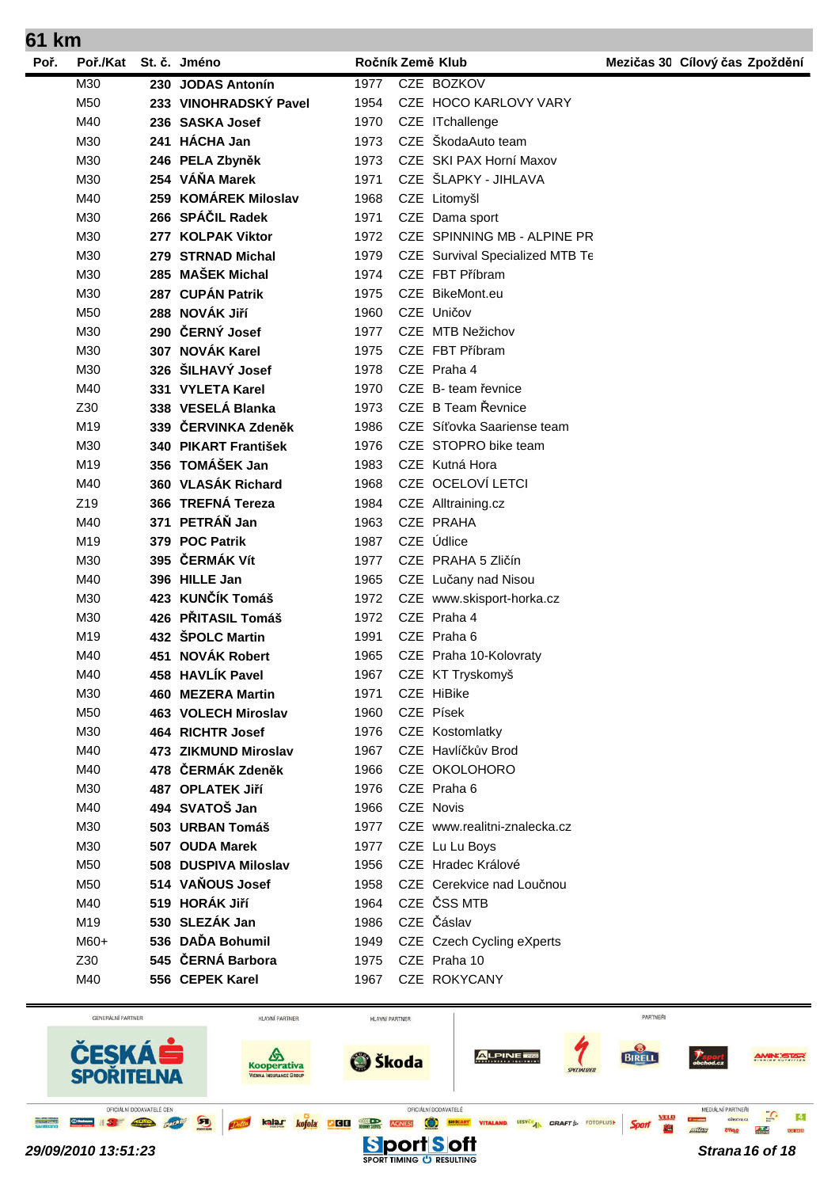## 61 km

| Poř. | Poř./Kat | St. č. | Jméno | Ročník | Země | Klub | Mezičas 30 | Cílový čas | Zpoždění |
|---|---|---|---|---|---|---|---|---|---|
| | M30 | 230 | JODAS Antonín | 1977 | CZE | BOZKOV | | | |
| | M50 | 233 | VINOHRADSKÝ Pavel | 1954 | CZE | HOCO KARLOVY VARY | | | |
| | M40 | 236 | SASKA Josef | 1970 | CZE | ITchallenge | | | |
| | M30 | 241 | HÁCHA Jan | 1973 | CZE | ŠkodaAuto team | | | |
| | M30 | 246 | PELA Zbyněk | 1973 | CZE | SKI PAX Horní Maxov | | | |
| | M30 | 254 | VÁŇA Marek | 1971 | CZE | ŠLAPKY - JIHLAVA | | | |
| | M40 | 259 | KOMÁREK Miloslav | 1968 | CZE | Litomyšl | | | |
| | M30 | 266 | SPÁČIL Radek | 1971 | CZE | Dama sport | | | |
| | M30 | 277 | KOLPAK Viktor | 1972 | CZE | SPINNING MB - ALPINE PR | | | |
| | M30 | 279 | STRNAD Michal | 1979 | CZE | Survival Specialized MTB Te | | | |
| | M30 | 285 | MAŠEK Michal | 1974 | CZE | FBT Příbram | | | |
| | M30 | 287 | CUPÁN Patrik | 1975 | CZE | BikeMont.eu | | | |
| | M50 | 288 | NOVÁK Jiří | 1960 | CZE | Uničov | | | |
| | M30 | 290 | ČERNÝ Josef | 1977 | CZE | MTB Nežichov | | | |
| | M30 | 307 | NOVÁK Karel | 1975 | CZE | FBT Příbram | | | |
| | M30 | 326 | ŠILHAVÝ Josef | 1978 | CZE | Praha 4 | | | |
| | M40 | 331 | VYLETA Karel | 1970 | CZE | B- team řevnice | | | |
| | Z30 | 338 | VESELÁ Blanka | 1973 | CZE | B Team Řevnice | | | |
| | M19 | 339 | ČERVINKA Zdeněk | 1986 | CZE | Síťovka Saariense team | | | |
| | M30 | 340 | PIKART František | 1976 | CZE | STOPRO bike team | | | |
| | M19 | 356 | TOMÁŠEK Jan | 1983 | CZE | Kutná Hora | | | |
| | M40 | 360 | VLASÁK Richard | 1968 | CZE | OCELOVÍ LETCI | | | |
| | Z19 | 366 | TREFNÁ Tereza | 1984 | CZE | Alltraining.cz | | | |
| | M40 | 371 | PETRÁŇ Jan | 1963 | CZE | PRAHA | | | |
| | M19 | 379 | POC Patrik | 1987 | CZE | Údlice | | | |
| | M30 | 395 | ČERMÁK Vít | 1977 | CZE | PRAHA 5 Zličín | | | |
| | M40 | 396 | HILLE Jan | 1965 | CZE | Lučany nad Nisou | | | |
| | M30 | 423 | KUNČÍK Tomáš | 1972 | CZE | www.skisport-horka.cz | | | |
| | M30 | 426 | PŘITASIL Tomáš | 1972 | CZE | Praha 4 | | | |
| | M19 | 432 | ŠPOLC Martin | 1991 | CZE | Praha 6 | | | |
| | M40 | 451 | NOVÁK Robert | 1965 | CZE | Praha 10-Kolovraty | | | |
| | M40 | 458 | HAVLÍK Pavel | 1967 | CZE | KT Tryskomyš | | | |
| | M30 | 460 | MEZERA Martin | 1971 | CZE | HiBike | | | |
| | M50 | 463 | VOLECH Miroslav | 1960 | CZE | Písek | | | |
| | M30 | 464 | RICHTR Josef | 1976 | CZE | Kostomlatky | | | |
| | M40 | 473 | ZIKMUND Miroslav | 1967 | CZE | Havlíčkův Brod | | | |
| | M40 | 478 | ČERMÁK Zdeněk | 1966 | CZE | OKOLOHORO | | | |
| | M30 | 487 | OPLATEK Jiří | 1976 | CZE | Praha 6 | | | |
| | M40 | 494 | SVATOŠ Jan | 1966 | CZE | Novis | | | |
| | M30 | 503 | URBAN Tomáš | 1977 | CZE | www.realitni-znalecka.cz | | | |
| | M30 | 507 | OUDA Marek | 1977 | CZE | Lu Lu Boys | | | |
| | M50 | 508 | DUSPIVA Miloslav | 1956 | CZE | Hradec Králové | | | |
| | M50 | 514 | VAŇOUS Josef | 1958 | CZE | Cerekvice nad Loučnou | | | |
| | M40 | 519 | HORÁK Jiří | 1964 | CZE | ČSS MTB | | | |
| | M19 | 530 | SLEZÁK Jan | 1986 | CZE | Čáslav | | | |
| | M60+ | 536 | DAĎA Bohumil | 1949 | CZE | Czech Cycling eXperts | | | |
| | Z30 | 545 | ČERNÁ Barbora | 1975 | CZE | Praha 10 | | | |
| | M40 | 556 | CEPEK Karel | 1967 | CZE | ROKYCANY | | | |

29/09/2010 13:51:23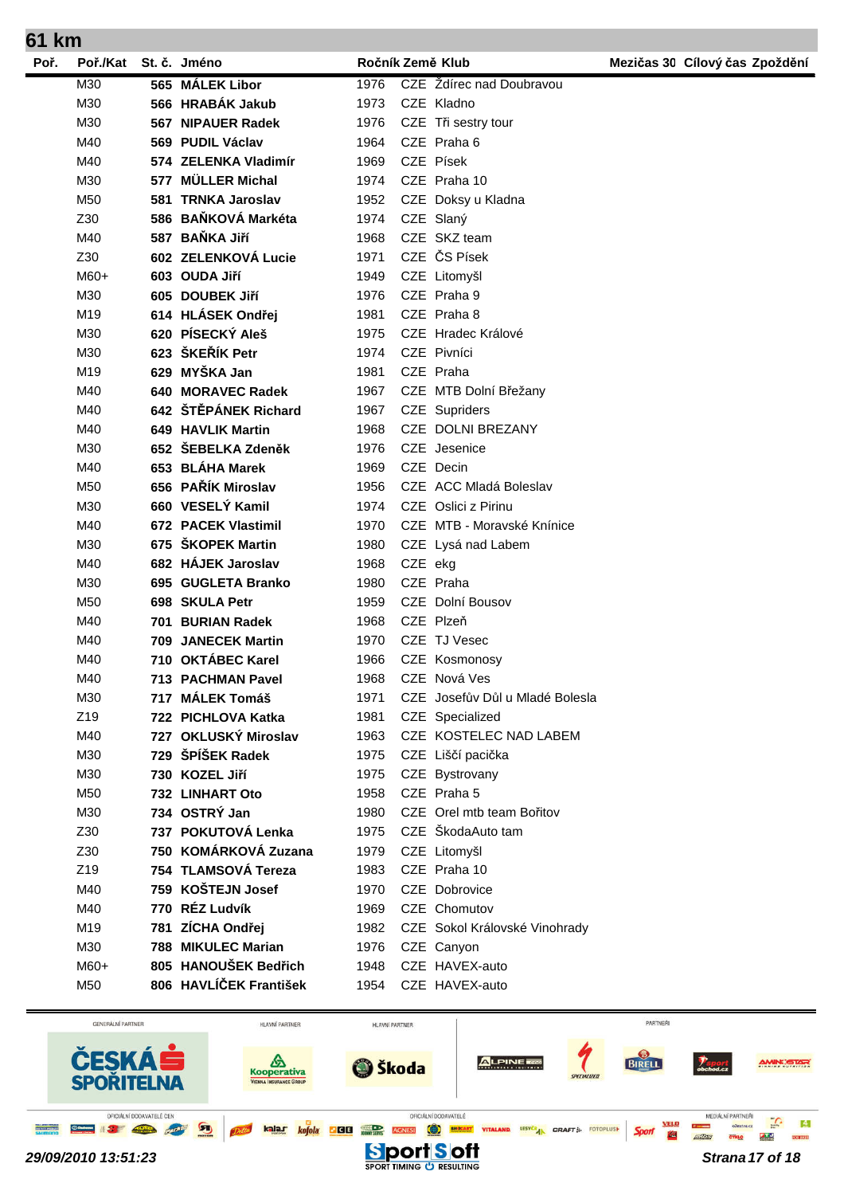# 61 km

| Poř. | Poř./Kat | St. č. | Jméno | Ročník | Země | Klub | Mezičas 30 | Cílový čas | Zpoždění |
|---|---|---|---|---|---|---|---|---|---|
| | M30 | 565 | **MÁLEK Libor** | 1976 | CZE | Ždírec nad Doubravou | | | |
| | M30 | 566 | **HRABÁK Jakub** | 1973 | CZE | Kladno | | | |
| | M30 | 567 | **NIPAUER Radek** | 1976 | CZE | Tři sestry tour | | | |
| | M40 | 569 | **PUDIL Václav** | 1964 | CZE | Praha 6 | | | |
| | M40 | 574 | **ZELENKA Vladimír** | 1969 | CZE | Písek | | | |
| | M30 | 577 | **MÜLLER Michal** | 1974 | CZE | Praha 10 | | | |
| | M50 | 581 | **TRNKA Jaroslav** | 1952 | CZE | Doksy u Kladna | | | |
| | Z30 | 586 | **BAŇKOVÁ Markéta** | 1974 | CZE | Slaný | | | |
| | M40 | 587 | **BAŇKA Jiří** | 1968 | CZE | SKZ team | | | |
| | Z30 | 602 | **ZELENKOVÁ Lucie** | 1971 | CZE | ČS Písek | | | |
| | M60+ | 603 | **OUDA Jiří** | 1949 | CZE | Litomyšl | | | |
| | M30 | 605 | **DOUBEK Jiří** | 1976 | CZE | Praha 9 | | | |
| | M19 | 614 | **HLÁSEK Ondřej** | 1981 | CZE | Praha 8 | | | |
| | M30 | 620 | **PÍSECKÝ Aleš** | 1975 | CZE | Hradec Králové | | | |
| | M30 | 623 | **ŠKEŘÍK Petr** | 1974 | CZE | Pivníci | | | |
| | M19 | 629 | **MYŠKA Jan** | 1981 | CZE | Praha | | | |
| | M40 | 640 | **MORAVEC Radek** | 1967 | CZE | MTB Dolní Břežany | | | |
| | M40 | 642 | **ŠTĚPÁNEK Richard** | 1967 | CZE | Supriders | | | |
| | M40 | 649 | **HAVLIK Martin** | 1968 | CZE | DOLNI BREZANY | | | |
| | M30 | 652 | **ŠEBELKA Zdeněk** | 1976 | CZE | Jesenice | | | |
| | M40 | 653 | **BLÁHA Marek** | 1969 | CZE | Decin | | | |
| | M50 | 656 | **PAŘÍK Miroslav** | 1956 | CZE | ACC Mladá Boleslav | | | |
| | M30 | 660 | **VESELÝ Kamil** | 1974 | CZE | Oslici z Pirinu | | | |
| | M40 | 672 | **PACEK Vlastimil** | 1970 | CZE | MTB - Moravské Knínice | | | |
| | M30 | 675 | **ŠKOPEK Martin** | 1980 | CZE | Lysá nad Labem | | | |
| | M40 | 682 | **HÁJEK Jaroslav** | 1968 | CZE | ekg | | | |
| | M30 | 695 | **GUGLETA Branko** | 1980 | CZE | Praha | | | |
| | M50 | 698 | **SKULA Petr** | 1959 | CZE | Dolní Bousov | | | |
| | M40 | 701 | **BURIAN Radek** | 1968 | CZE | Plzeň | | | |
| | M40 | 709 | **JANECEK Martin** | 1970 | CZE | TJ Vesec | | | |
| | M40 | 710 | **OKTÁBEC Karel** | 1966 | CZE | Kosmonosy | | | |
| | M40 | 713 | **PACHMAN Pavel** | 1968 | CZE | Nová Ves | | | |
| | M30 | 717 | **MÁLEK Tomáš** | 1971 | CZE | Josefův Důl u Mladé Bolesla | | | |
| | Z19 | 722 | **PICHLOVA Katka** | 1981 | CZE | Specialized | | | |
| | M40 | 727 | **OKLUSKÝ Miroslav** | 1963 | CZE | KOSTELEC NAD LABEM | | | |
| | M30 | 729 | **ŠPÍŠEK Radek** | 1975 | CZE | Liščí pacička | | | |
| | M30 | 730 | **KOZEL Jiří** | 1975 | CZE | Bystrovany | | | |
| | M50 | 732 | **LINHART Oto** | 1958 | CZE | Praha 5 | | | |
| | M30 | 734 | **OSTRÝ Jan** | 1980 | CZE | Orel mtb team Bořitov | | | |
| | Z30 | 737 | **POKUTOVÁ Lenka** | 1975 | CZE | ŠkodaAuto tam | | | |
| | Z30 | 750 | **KOMÁRKOVÁ Zuzana** | 1979 | CZE | Litomyšl | | | |
| | Z19 | 754 | **TLAMSOVÁ Tereza** | 1983 | CZE | Praha 10 | | | |
| | M40 | 759 | **KOŠTEJN Josef** | 1970 | CZE | Dobrovice | | | |
| | M40 | 770 | **RÉZ Ludvík** | 1969 | CZE | Chomutov | | | |
| | M19 | 781 | **ZÍCHA Ondřej** | 1982 | CZE | Sokol Královské Vinohrady | | | |
| | M30 | 788 | **MIKULEC Marian** | 1976 | CZE | Canyon | | | |
| | M60+ | 805 | **HANOUŠEK Bedřich** | 1948 | CZE | HAVEX-auto | | | |
| | M50 | 806 | **HAVLÍČEK František** | 1954 | CZE | HAVEX-auto | | | |

29/09/2010 13:51:23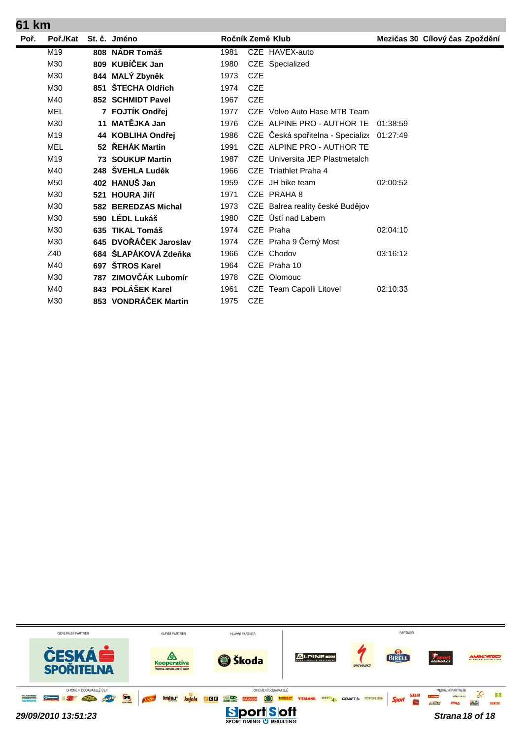## 61 km

| Poř. | Poř./Kat | St. č. | Jméno | Ročník | Země | Klub | Mezičas 30 | Cílový čas | Zpoždění |
|---|---|---|---|---|---|---|---|---|---|
| | M19 | 808 | **NÁDR Tomáš** | 1981 | CZE | HAVEX-auto | | | |
| | M30 | 809 | **KUBÍČEK Jan** | 1980 | CZE | Specialized | | | |
| | M30 | 844 | **MALÝ Zbyněk** | 1973 | CZE | | | | |
| | M30 | 851 | **ŠTECHA Oldřich** | 1974 | CZE | | | | |
| | M40 | 852 | **SCHMIDT Pavel** | 1967 | CZE | | | | |
| | MEL | 7 | **FOJTÍK Ondřej** | 1977 | CZE | Volvo Auto Hase MTB Team | | | |
| | M30 | 11 | **MATĚJKA Jan** | 1976 | CZE | ALPINE PRO - AUTHOR TE | 01:38:59 | | |
| | M19 | 44 | **KOBLIHA Ondřej** | 1986 | CZE | Česká spořitelna - Specialize | 01:27:49 | | |
| | MEL | 52 | **ŘEHÁK Martin** | 1991 | CZE | ALPINE PRO - AUTHOR TE | | | |
| | M19 | 73 | **SOUKUP Martin** | 1987 | CZE | Universita JEP Plastmetalch | | | |
| | M40 | 248 | **ŠVEHLA Luděk** | 1966 | CZE | Triathlet Praha 4 | | | |
| | M50 | 402 | **HANUŠ Jan** | 1959 | CZE | JH bike team | 02:00:52 | | |
| | M30 | 521 | **HOURA Jiří** | 1971 | CZE | PRAHA 8 | | | |
| | M30 | 582 | **BEREDZAS Michal** | 1973 | CZE | Balrea reality české Budějov | | | |
| | M30 | 590 | **LÉDL Lukáš** | 1980 | CZE | Ústí nad Labem | | | |
| | M30 | 635 | **TIKAL Tomáš** | 1974 | CZE | Praha | 02:04:10 | | |
| | M30 | 645 | **DVOŘÁČEK Jaroslav** | 1974 | CZE | Praha 9 Černý Most | | | |
| | Z40 | 684 | **ŠLAPÁKOVÁ Zdeňka** | 1966 | CZE | Chodov | 03:16:12 | | |
| | M40 | 697 | **ŠTROS Karel** | 1964 | CZE | Praha 10 | | | |
| | M30 | 787 | **ZIMOVČÁK Lubomír** | 1978 | CZE | Olomouc | | | |
| | M40 | 843 | **POLÁŠEK Karel** | 1961 | CZE | Team Capolli Litovel | 02:10:33 | | |
| | M30 | 853 | **VONDRÁČEK Martin** | 1975 | CZE | | | | |

*29/09/2010 13:51:23*